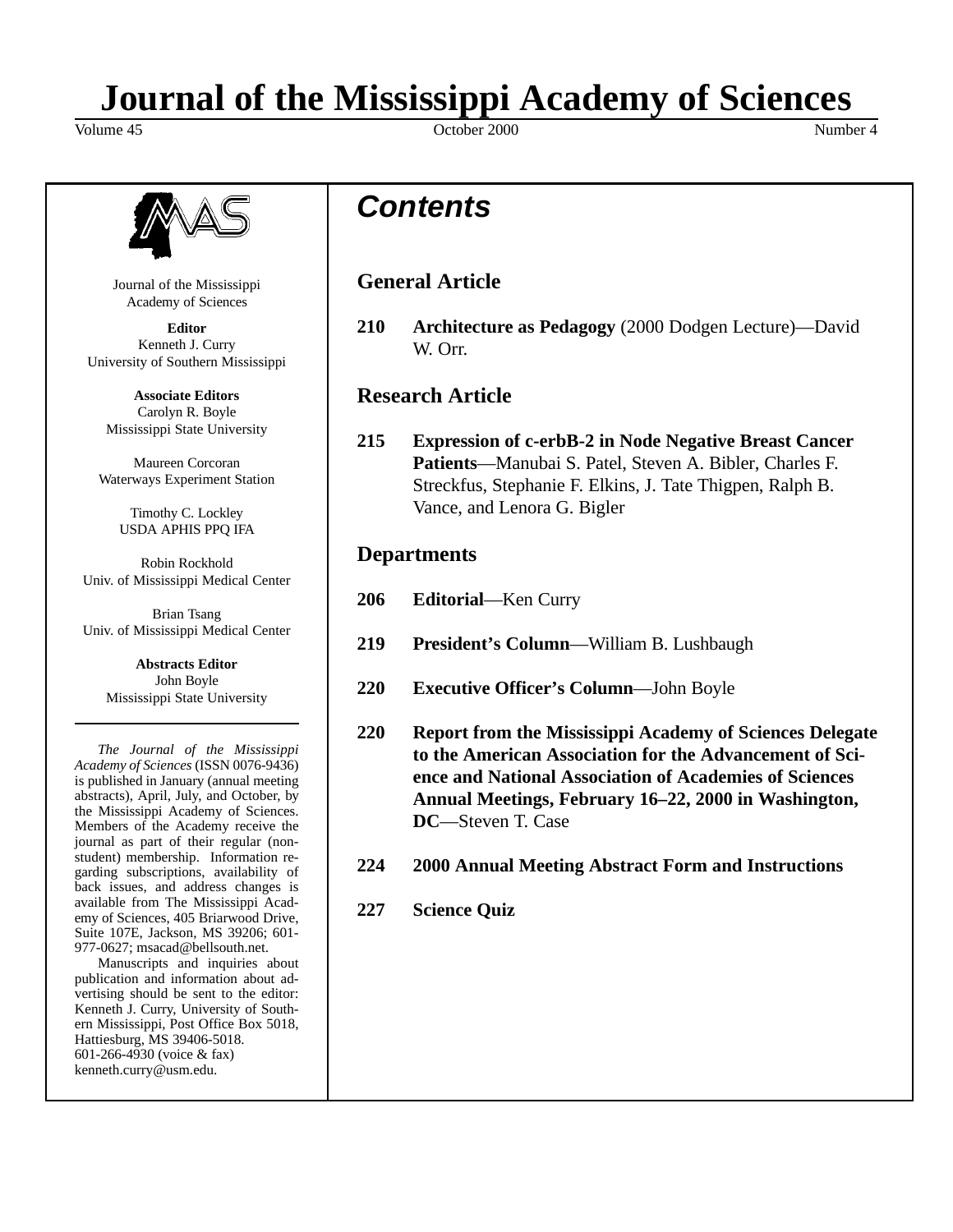# Journal of the Mississippi Academy of Sciences

Volume 45 October 2000 Number 4

Journal of the Mississippi Academy of Sciences

**Editor**
Kenneth J. Curry
University of Southern Mississippi

**Associate Editors**
Carolyn R. Boyle
Mississippi State University

Maureen Corcoran
Waterways Experiment Station

Timothy C. Lockley
USDA APHIS PPQ IFA

Robin Rockhold
Univ. of Mississippi Medical Center

Brian Tsang
Univ. of Mississippi Medical Center

**Abstracts Editor**
John Boyle
Mississippi State University

---

*The Journal of the Mississippi Academy of Sciences* (ISSN 0076-9436) is published in January (annual meeting abstracts), April, July, and October, by the Mississippi Academy of Sciences. Members of the Academy receive the journal as part of their regular (non-student) membership. Information regarding subscriptions, availability of back issues, and address changes is available from The Mississippi Academy of Sciences, 405 Briarwood Drive, Suite 107E, Jackson, MS 39206; 601-977-0627; msacad@bellsouth.net.

Manuscripts and inquiries about publication and information about advertising should be sent to the editor: Kenneth J. Curry, University of Southern Mississippi, Post Office Box 5018, Hattiesburg, MS 39406-5018. 601-266-4930 (voice & fax) kenneth.curry@usm.edu.

## Contents

### General Article

**210** **Architecture as Pedagogy** (2000 Dodgen Lecture)—David W. Orr.

### Research Article

**215** **Expression of c-erbB-2 in Node Negative Breast Cancer Patients**—Manubai S. Patel, Steven A. Bibler, Charles F. Streckfus, Stephanie F. Elkins, J. Tate Thigpen, Ralph B. Vance, and Lenora G. Bigler

### Departments

**206** **Editorial**—Ken Curry

**219** **President's Column**—William B. Lushbaugh

**220** **Executive Officer's Column**—John Boyle

**220** **Report from the Mississippi Academy of Sciences Delegate to the American Association for the Advancement of Science and National Association of Academies of Sciences Annual Meetings, February 16–22, 2000 in Washington, DC**—Steven T. Case

**224** **2000 Annual Meeting Abstract Form and Instructions**

**227** **Science Quiz**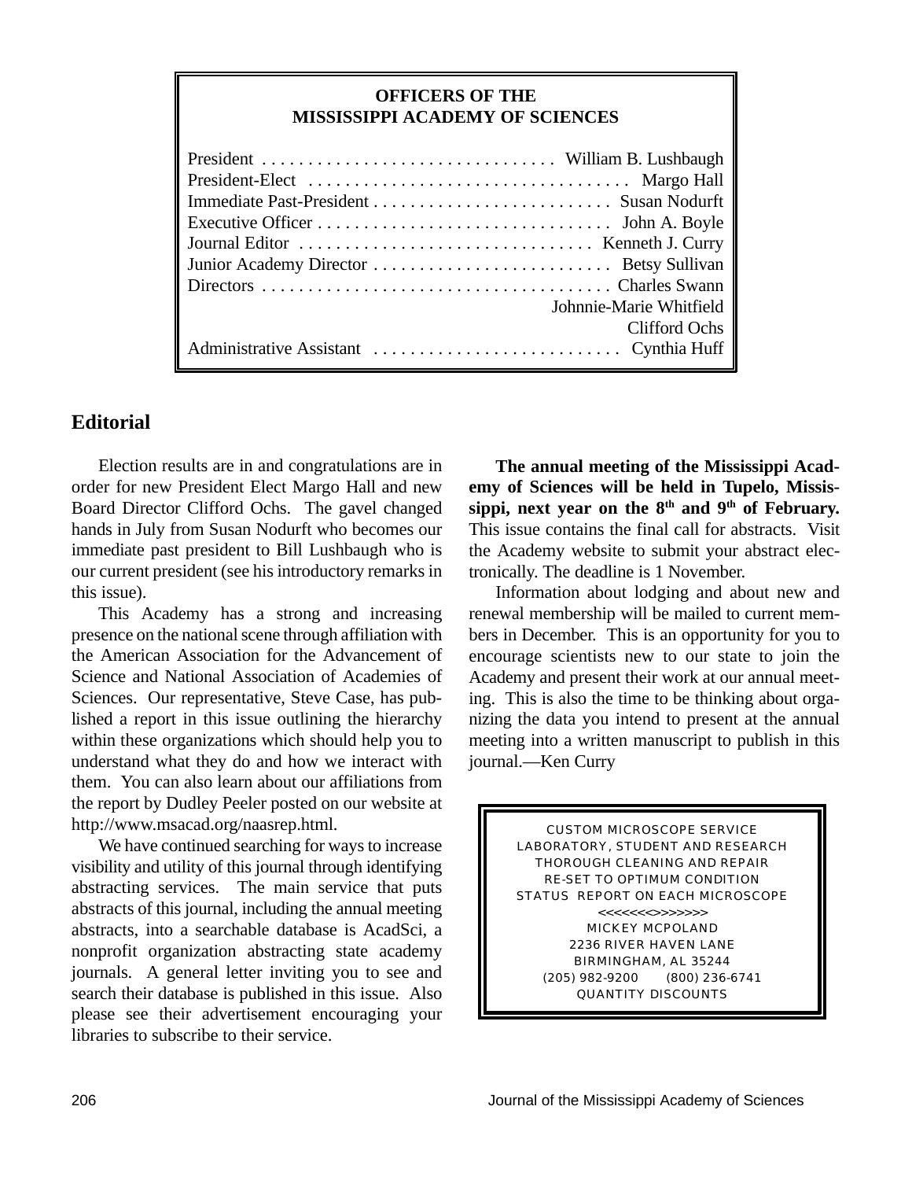## OFFICERS OF THE MISSISSIPPI ACADEMY OF SCIENCES

| Office | Name |
|---|---|
| President | William B. Lushbaugh |
| President-Elect | Margo Hall |
| Immediate Past-President | Susan Nodurft |
| Executive Officer | John A. Boyle |
| Journal Editor | Kenneth J. Curry |
| Junior Academy Director | Betsy Sullivan |
| Directors | Charles Swann |
| | Johnnie-Marie Whitfield |
| | Clifford Ochs |
| Administrative Assistant | Cynthia Huff |

## Editorial

Election results are in and congratulations are in order for new President Elect Margo Hall and new Board Director Clifford Ochs. The gavel changed hands in July from Susan Nodurft who becomes our immediate past president to Bill Lushbaugh who is our current president (see his introductory remarks in this issue).

This Academy has a strong and increasing presence on the national scene through affiliation with the American Association for the Advancement of Science and National Association of Academies of Sciences. Our representative, Steve Case, has published a report in this issue outlining the hierarchy within these organizations which should help you to understand what they do and how we interact with them. You can also learn about our affiliations from the report by Dudley Peeler posted on our website at http://www.msacad.org/naasrep.html.

We have continued searching for ways to increase visibility and utility of this journal through identifying abstracting services. The main service that puts abstracts of this journal, including the annual meeting abstracts, into a searchable database is AcadSci, a nonprofit organization abstracting state academy journals. A general letter inviting you to see and search their database is published in this issue. Also please see their advertisement encouraging your libraries to subscribe to their service.

**The annual meeting of the Mississippi Academy of Sciences will be held in Tupelo, Mississippi, next year on the 8th and 9th of February.** This issue contains the final call for abstracts. Visit the Academy website to submit your abstract electronically. The deadline is 1 November.

Information about lodging and about new and renewal membership will be mailed to current members in December. This is an opportunity for you to encourage scientists new to our state to join the Academy and present their work at our annual meeting. This is also the time to be thinking about organizing the data you intend to present at the annual meeting into a written manuscript to publish in this journal.—Ken Curry

CUSTOM MICROSCOPE SERVICE
LABORATORY, STUDENT AND RESEARCH
THOROUGH CLEANING AND REPAIR
RE-SET TO OPTIMUM CONDITION
STATUS REPORT ON EACH MICROSCOPE
<<<<<<<>>>>>>>
MICKEY MCPOLAND
2236 RIVER HAVEN LANE
BIRMINGHAM, AL 35244
(205) 982-9200 (800) 236-6741
QUANTITY DISCOUNTS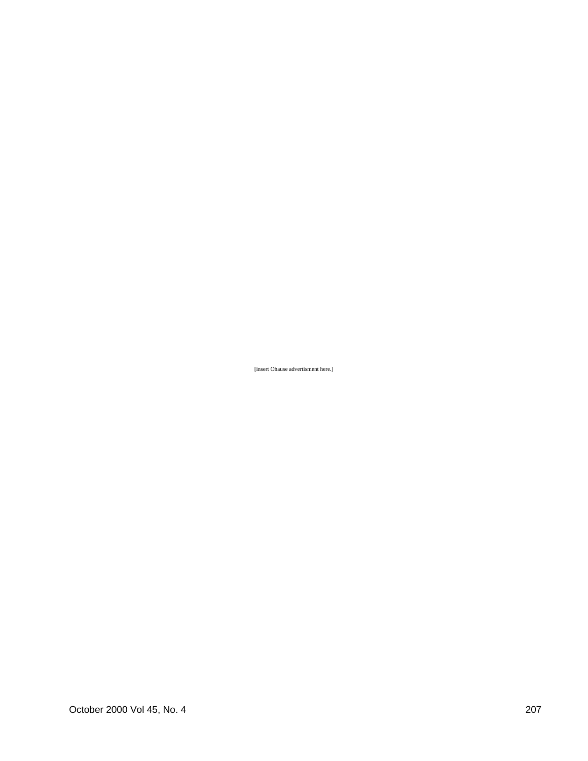[insert Ohause advertisment here.]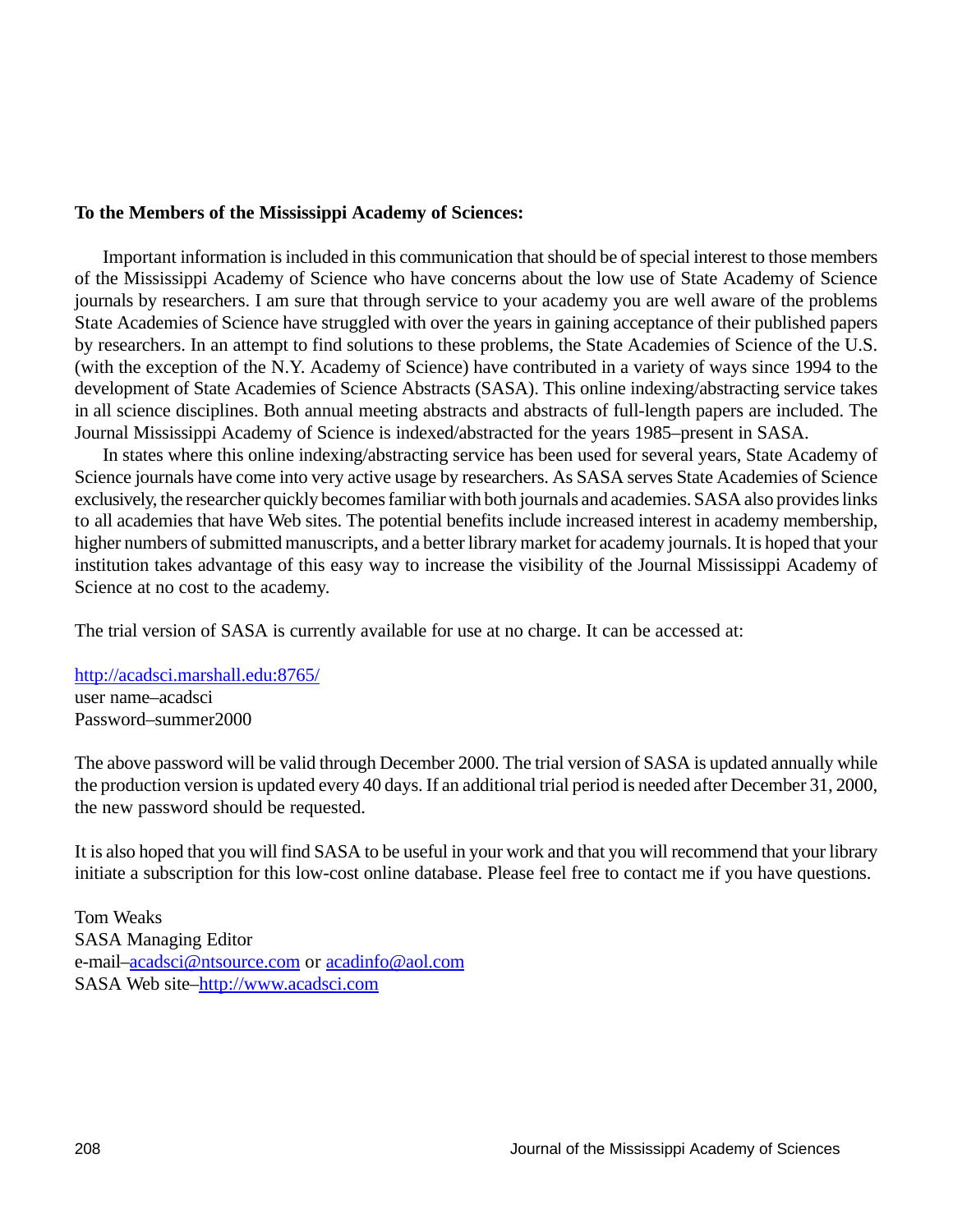**To the Members of the Mississippi Academy of Sciences:**

Important information is included in this communication that should be of special interest to those members of the Mississippi Academy of Science who have concerns about the low use of State Academy of Science journals by researchers. I am sure that through service to your academy you are well aware of the problems State Academies of Science have struggled with over the years in gaining acceptance of their published papers by researchers. In an attempt to find solutions to these problems, the State Academies of Science of the U.S. (with the exception of the N.Y. Academy of Science) have contributed in a variety of ways since 1994 to the development of State Academies of Science Abstracts (SASA). This online indexing/abstracting service takes in all science disciplines. Both annual meeting abstracts and abstracts of full-length papers are included. The Journal Mississippi Academy of Science is indexed/abstracted for the years 1985–present in SASA.

In states where this online indexing/abstracting service has been used for several years, State Academy of Science journals have come into very active usage by researchers. As SASA serves State Academies of Science exclusively, the researcher quickly becomes familiar with both journals and academies. SASA also provides links to all academies that have Web sites. The potential benefits include increased interest in academy membership, higher numbers of submitted manuscripts, and a better library market for academy journals. It is hoped that your institution takes advantage of this easy way to increase the visibility of the Journal Mississippi Academy of Science at no cost to the academy.

The trial version of SASA is currently available for use at no charge. It can be accessed at:

http://acadsci.marshall.edu:8765/
user name–acadsci
Password–summer2000

The above password will be valid through December 2000. The trial version of SASA is updated annually while the production version is updated every 40 days. If an additional trial period is needed after December 31, 2000, the new password should be requested.

It is also hoped that you will find SASA to be useful in your work and that you will recommend that your library initiate a subscription for this low-cost online database. Please feel free to contact me if you have questions.

Tom Weaks
SASA Managing Editor
e-mail–acadsci@ntsource.com or acadinfo@aol.com
SASA Web site–http://www.acadsci.com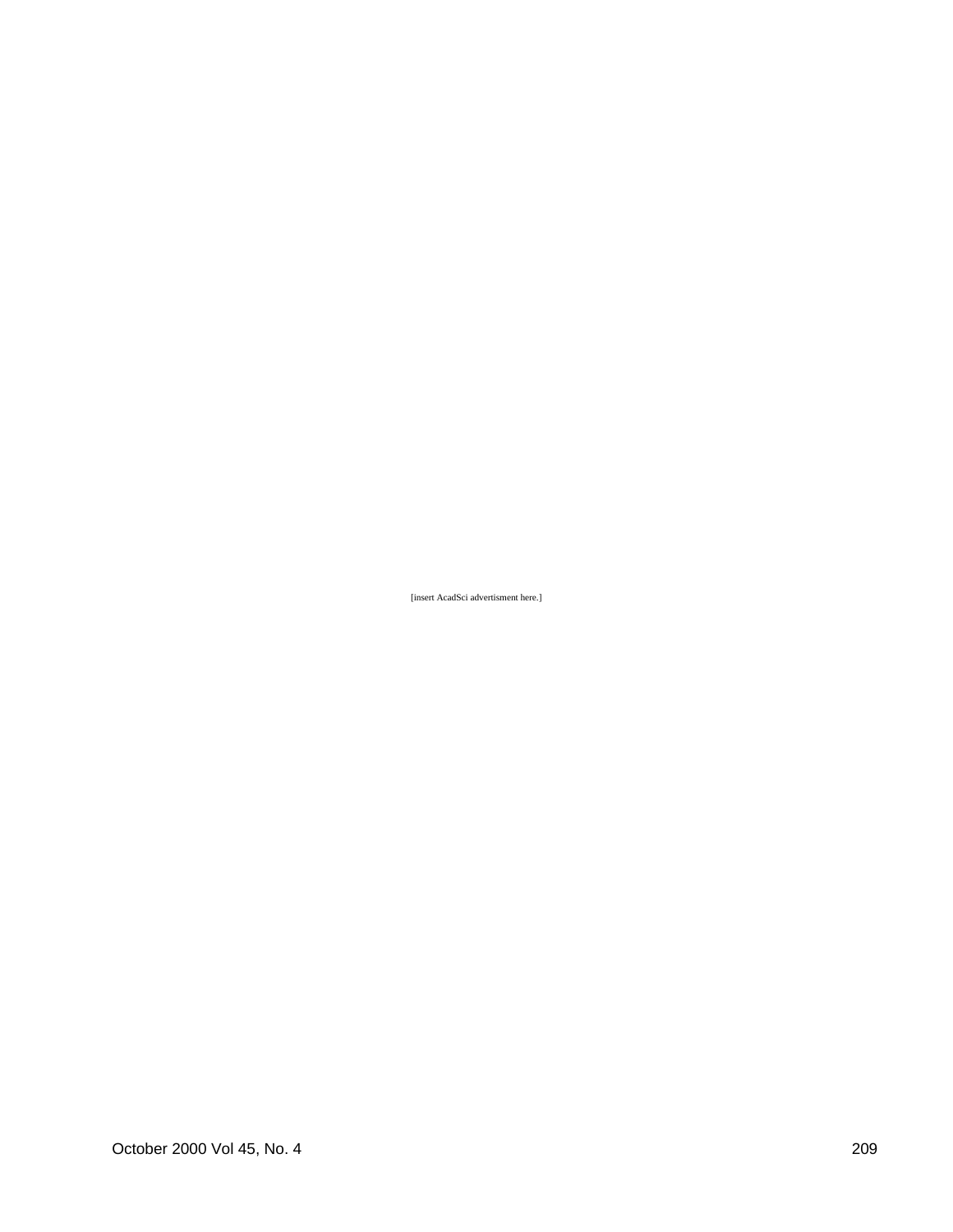[insert AcadSci advertisment here.]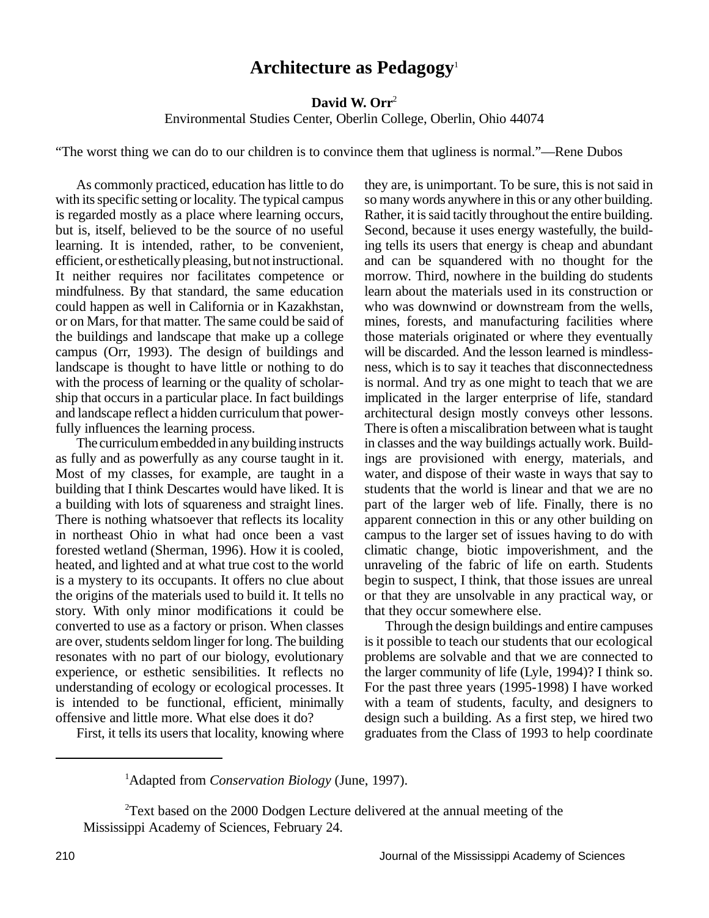# Architecture as Pedagogy[1]

**David W. Orr**[2]

Environmental Studies Center, Oberlin College, Oberlin, Ohio 44074

"The worst thing we can do to our children is to convince them that ugliness is normal."—Rene Dubos

As commonly practiced, education has little to do with its specific setting or locality. The typical campus is regarded mostly as a place where learning occurs, but is, itself, believed to be the source of no useful learning. It is intended, rather, to be convenient, efficient, or esthetically pleasing, but not instructional. It neither requires nor facilitates competence or mindfulness. By that standard, the same education could happen as well in California or in Kazakhstan, or on Mars, for that matter. The same could be said of the buildings and landscape that make up a college campus (Orr, 1993). The design of buildings and landscape is thought to have little or nothing to do with the process of learning or the quality of scholarship that occurs in a particular place. In fact buildings and landscape reflect a hidden curriculum that powerfully influences the learning process.

The curriculum embedded in any building instructs as fully and as powerfully as any course taught in it. Most of my classes, for example, are taught in a building that I think Descartes would have liked. It is a building with lots of squareness and straight lines. There is nothing whatsoever that reflects its locality in northeast Ohio in what had once been a vast forested wetland (Sherman, 1996). How it is cooled, heated, and lighted and at what true cost to the world is a mystery to its occupants. It offers no clue about the origins of the materials used to build it. It tells no story. With only minor modifications it could be converted to use as a factory or prison. When classes are over, students seldom linger for long. The building resonates with no part of our biology, evolutionary experience, or esthetic sensibilities. It reflects no understanding of ecology or ecological processes. It is intended to be functional, efficient, minimally offensive and little more. What else does it do?

First, it tells its users that locality, knowing where they are, is unimportant. To be sure, this is not said in so many words anywhere in this or any other building. Rather, it is said tacitly throughout the entire building. Second, because it uses energy wastefully, the building tells its users that energy is cheap and abundant and can be squandered with no thought for the morrow. Third, nowhere in the building do students learn about the materials used in its construction or who was downwind or downstream from the wells, mines, forests, and manufacturing facilities where those materials originated or where they eventually will be discarded. And the lesson learned is mindlessness, which is to say it teaches that disconnectedness is normal. And try as one might to teach that we are implicated in the larger enterprise of life, standard architectural design mostly conveys other lessons. There is often a miscalibration between what is taught in classes and the way buildings actually work. Buildings are provisioned with energy, materials, and water, and dispose of their waste in ways that say to students that the world is linear and that we are no part of the larger web of life. Finally, there is no apparent connection in this or any other building on campus to the larger set of issues having to do with climatic change, biotic impoverishment, and the unraveling of the fabric of life on earth. Students begin to suspect, I think, that those issues are unreal or that they are unsolvable in any practical way, or that they occur somewhere else.

Through the design buildings and entire campuses is it possible to teach our students that our ecological problems are solvable and that we are connected to the larger community of life (Lyle, 1994)? I think so. For the past three years (1995-1998) I have worked with a team of students, faculty, and designers to design such a building. As a first step, we hired two graduates from the Class of 1993 to help coordinate

---

[1] Adapted from *Conservation Biology* (June, 1997).

[2] Text based on the 2000 Dodgen Lecture delivered at the annual meeting of the Mississippi Academy of Sciences, February 24.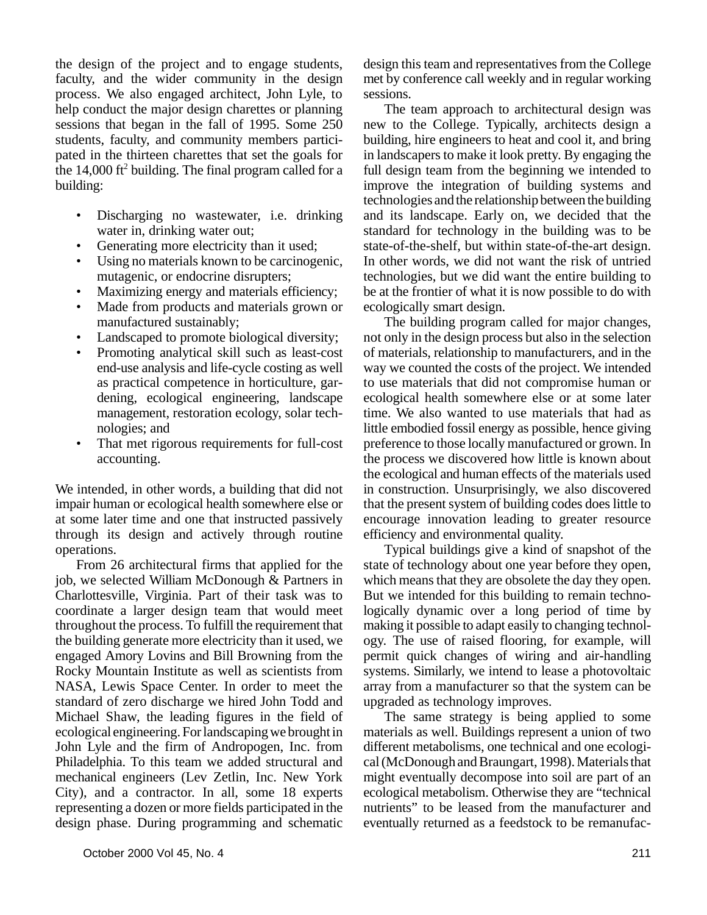the design of the project and to engage students, faculty, and the wider community in the design process. We also engaged architect, John Lyle, to help conduct the major design charettes or planning sessions that began in the fall of 1995. Some 250 students, faculty, and community members participated in the thirteen charettes that set the goals for the 14,000 ft$^2$ building. The final program called for a building:

- Discharging no wastewater, i.e. drinking water in, drinking water out;
- Generating more electricity than it used;
- Using no materials known to be carcinogenic, mutagenic, or endocrine disrupters;
- Maximizing energy and materials efficiency;
- Made from products and materials grown or manufactured sustainably;
- Landscaped to promote biological diversity;
- Promoting analytical skill such as least-cost end-use analysis and life-cycle costing as well as practical competence in horticulture, gardening, ecological engineering, landscape management, restoration ecology, solar technologies; and
- That met rigorous requirements for full-cost accounting.

We intended, in other words, a building that did not impair human or ecological health somewhere else or at some later time and one that instructed passively through its design and actively through routine operations.

From 26 architectural firms that applied for the job, we selected William McDonough & Partners in Charlottesville, Virginia. Part of their task was to coordinate a larger design team that would meet throughout the process. To fulfill the requirement that the building generate more electricity than it used, we engaged Amory Lovins and Bill Browning from the Rocky Mountain Institute as well as scientists from NASA, Lewis Space Center. In order to meet the standard of zero discharge we hired John Todd and Michael Shaw, the leading figures in the field of ecological engineering. For landscaping we brought in John Lyle and the firm of Andropogen, Inc. from Philadelphia. To this team we added structural and mechanical engineers (Lev Zetlin, Inc. New York City), and a contractor. In all, some 18 experts representing a dozen or more fields participated in the design phase. During programming and schematic design this team and representatives from the College met by conference call weekly and in regular working sessions.

The team approach to architectural design was new to the College. Typically, architects design a building, hire engineers to heat and cool it, and bring in landscapers to make it look pretty. By engaging the full design team from the beginning we intended to improve the integration of building systems and technologies and the relationship between the building and its landscape. Early on, we decided that the standard for technology in the building was to be state-of-the-shelf, but within state-of-the-art design. In other words, we did not want the risk of untried technologies, but we did want the entire building to be at the frontier of what it is now possible to do with ecologically smart design.

The building program called for major changes, not only in the design process but also in the selection of materials, relationship to manufacturers, and in the way we counted the costs of the project. We intended to use materials that did not compromise human or ecological health somewhere else or at some later time. We also wanted to use materials that had as little embodied fossil energy as possible, hence giving preference to those locally manufactured or grown. In the process we discovered how little is known about the ecological and human effects of the materials used in construction. Unsurprisingly, we also discovered that the present system of building codes does little to encourage innovation leading to greater resource efficiency and environmental quality.

Typical buildings give a kind of snapshot of the state of technology about one year before they open, which means that they are obsolete the day they open. But we intended for this building to remain technologically dynamic over a long period of time by making it possible to adapt easily to changing technology. The use of raised flooring, for example, will permit quick changes of wiring and air-handling systems. Similarly, we intend to lease a photovoltaic array from a manufacturer so that the system can be upgraded as technology improves.

The same strategy is being applied to some materials as well. Buildings represent a union of two different metabolisms, one technical and one ecological (McDonough and Braungart, 1998). Materials that might eventually decompose into soil are part of an ecological metabolism. Otherwise they are "technical nutrients" to be leased from the manufacturer and eventually returned as a feedstock to be remanufac-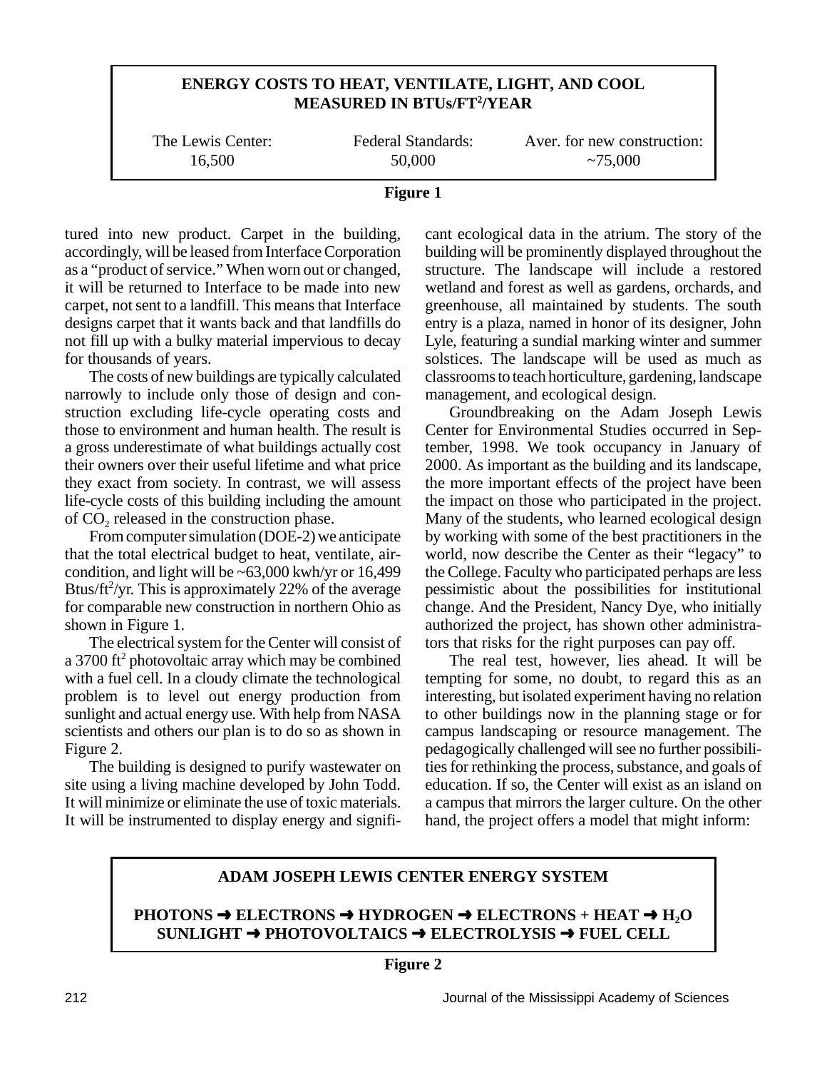**ENERGY COSTS TO HEAT, VENTILATE, LIGHT, AND COOL MEASURED IN BTUs/FT$^2$/YEAR**

| The Lewis Center: | Federal Standards: | Aver. for new construction: |
|---|---|---|
| 16,500 | 50,000 | ~75,000 |

**Figure 1**

tured into new product. Carpet in the building, accordingly, will be leased from Interface Corporation as a "product of service." When worn out or changed, it will be returned to Interface to be made into new carpet, not sent to a landfill. This means that Interface designs carpet that it wants back and that landfills do not fill up with a bulky material impervious to decay for thousands of years.

The costs of new buildings are typically calculated narrowly to include only those of design and construction excluding life-cycle operating costs and those to environment and human health. The result is a gross underestimate of what buildings actually cost their owners over their useful lifetime and what price they exact from society. In contrast, we will assess life-cycle costs of this building including the amount of $CO_2$ released in the construction phase.

From computer simulation (DOE-2) we anticipate that the total electrical budget to heat, ventilate, air-condition, and light will be ~63,000 kwh/yr or 16,499 Btus/ft$^2$/yr. This is approximately 22% of the average for comparable new construction in northern Ohio as shown in Figure 1.

The electrical system for the Center will consist of a 3700 ft$^2$ photovoltaic array which may be combined with a fuel cell. In a cloudy climate the technological problem is to level out energy production from sunlight and actual energy use. With help from NASA scientists and others our plan is to do so as shown in Figure 2.

The building is designed to purify wastewater on site using a living machine developed by John Todd. It will minimize or eliminate the use of toxic materials. It will be instrumented to display energy and significant ecological data in the atrium. The story of the building will be prominently displayed throughout the structure. The landscape will include a restored wetland and forest as well as gardens, orchards, and greenhouse, all maintained by students. The south entry is a plaza, named in honor of its designer, John Lyle, featuring a sundial marking winter and summer solstices. The landscape will be used as much as classrooms to teach horticulture, gardening, landscape management, and ecological design.

Groundbreaking on the Adam Joseph Lewis Center for Environmental Studies occurred in September, 1998. We took occupancy in January of 2000. As important as the building and its landscape, the more important effects of the project have been the impact on those who participated in the project. Many of the students, who learned ecological design by working with some of the best practitioners in the world, now describe the Center as their "legacy" to the College. Faculty who participated perhaps are less pessimistic about the possibilities for institutional change. And the President, Nancy Dye, who initially authorized the project, has shown other administrators that risks for the right purposes can pay off.

The real test, however, lies ahead. It will be tempting for some, no doubt, to regard this as an interesting, but isolated experiment having no relation to other buildings now in the planning stage or for campus landscaping or resource management. The pedagogically challenged will see no further possibilities for rethinking the process, substance, and goals of education. If so, the Center will exist as an island on a campus that mirrors the larger culture. On the other hand, the project offers a model that might inform:

**ADAM JOSEPH LEWIS CENTER ENERGY SYSTEM**

**PHOTONS ➜ ELECTRONS ➜ HYDROGEN ➜ ELECTRONS + HEAT ➜ $H_2O$**
**SUNLIGHT ➜ PHOTOVOLTAICS ➜ ELECTROLYSIS ➜ FUEL CELL**

**Figure 2**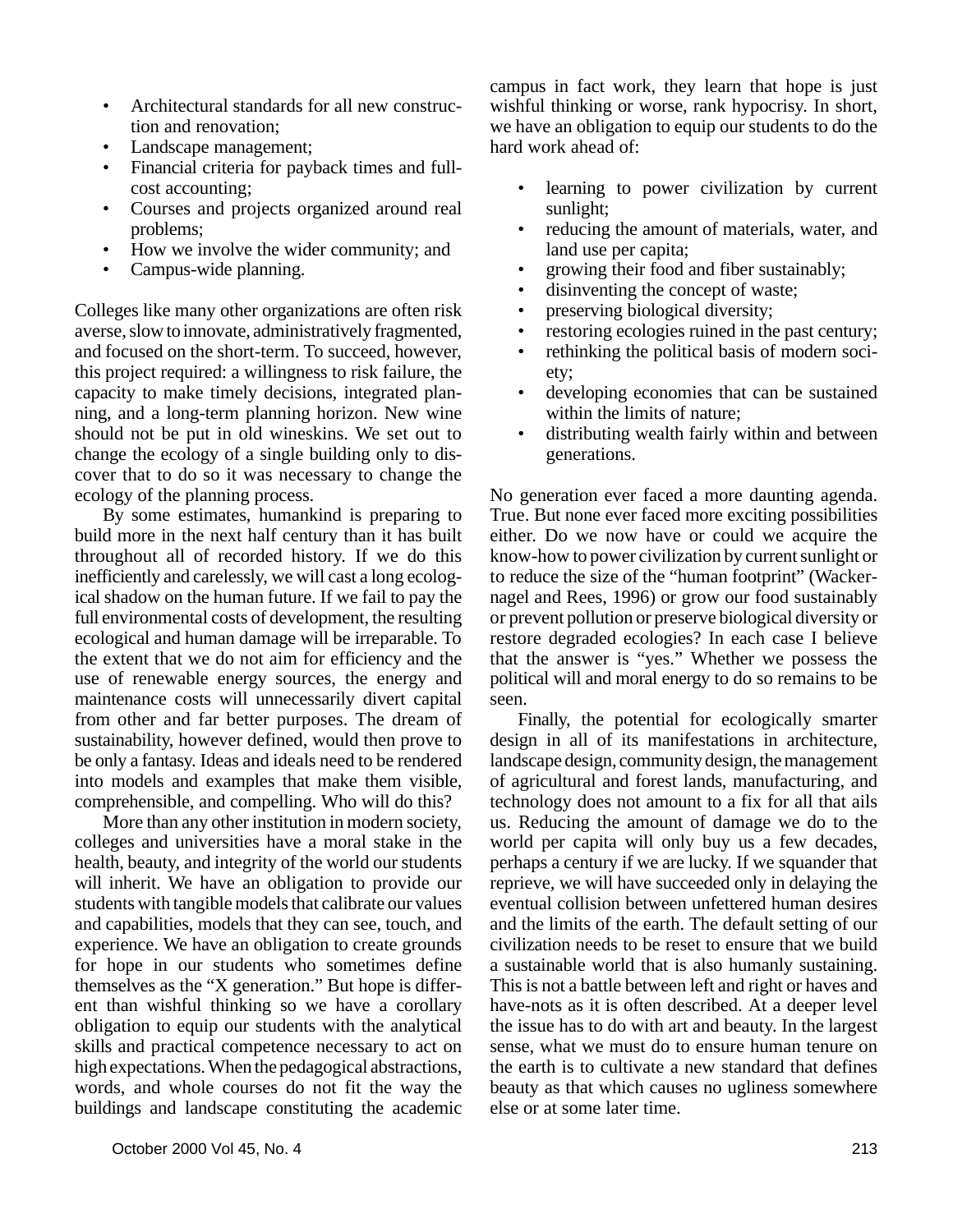- Architectural standards for all new construction and renovation;
- Landscape management;
- Financial criteria for payback times and full-cost accounting;
- Courses and projects organized around real problems;
- How we involve the wider community; and
- Campus-wide planning.

Colleges like many other organizations are often risk averse, slow to innovate, administratively fragmented, and focused on the short-term. To succeed, however, this project required: a willingness to risk failure, the capacity to make timely decisions, integrated planning, and a long-term planning horizon. New wine should not be put in old wineskins. We set out to change the ecology of a single building only to discover that to do so it was necessary to change the ecology of the planning process.

By some estimates, humankind is preparing to build more in the next half century than it has built throughout all of recorded history. If we do this inefficiently and carelessly, we will cast a long ecological shadow on the human future. If we fail to pay the full environmental costs of development, the resulting ecological and human damage will be irreparable. To the extent that we do not aim for efficiency and the use of renewable energy sources, the energy and maintenance costs will unnecessarily divert capital from other and far better purposes. The dream of sustainability, however defined, would then prove to be only a fantasy. Ideas and ideals need to be rendered into models and examples that make them visible, comprehensible, and compelling. Who will do this?

More than any other institution in modern society, colleges and universities have a moral stake in the health, beauty, and integrity of the world our students will inherit. We have an obligation to provide our students with tangible models that calibrate our values and capabilities, models that they can see, touch, and experience. We have an obligation to create grounds for hope in our students who sometimes define themselves as the "X generation." But hope is different than wishful thinking so we have a corollary obligation to equip our students with the analytical skills and practical competence necessary to act on high expectations. When the pedagogical abstractions, words, and whole courses do not fit the way the buildings and landscape constituting the academic campus in fact work, they learn that hope is just wishful thinking or worse, rank hypocrisy. In short, we have an obligation to equip our students to do the hard work ahead of:

- learning to power civilization by current sunlight;
- reducing the amount of materials, water, and land use per capita;
- growing their food and fiber sustainably;
- disinventing the concept of waste;
- preserving biological diversity;
- restoring ecologies ruined in the past century;
- rethinking the political basis of modern society;
- developing economies that can be sustained within the limits of nature;
- distributing wealth fairly within and between generations.

No generation ever faced a more daunting agenda. True. But none ever faced more exciting possibilities either. Do we now have or could we acquire the know-how to power civilization by current sunlight or to reduce the size of the "human footprint" (Wackernagel and Rees, 1996) or grow our food sustainably or prevent pollution or preserve biological diversity or restore degraded ecologies? In each case I believe that the answer is "yes." Whether we possess the political will and moral energy to do so remains to be seen.

Finally, the potential for ecologically smarter design in all of its manifestations in architecture, landscape design, community design, the management of agricultural and forest lands, manufacturing, and technology does not amount to a fix for all that ails us. Reducing the amount of damage we do to the world per capita will only buy us a few decades, perhaps a century if we are lucky. If we squander that reprieve, we will have succeeded only in delaying the eventual collision between unfettered human desires and the limits of the earth. The default setting of our civilization needs to be reset to ensure that we build a sustainable world that is also humanly sustaining. This is not a battle between left and right or haves and have-nots as it is often described. At a deeper level the issue has to do with art and beauty. In the largest sense, what we must do to ensure human tenure on the earth is to cultivate a new standard that defines beauty as that which causes no ugliness somewhere else or at some later time.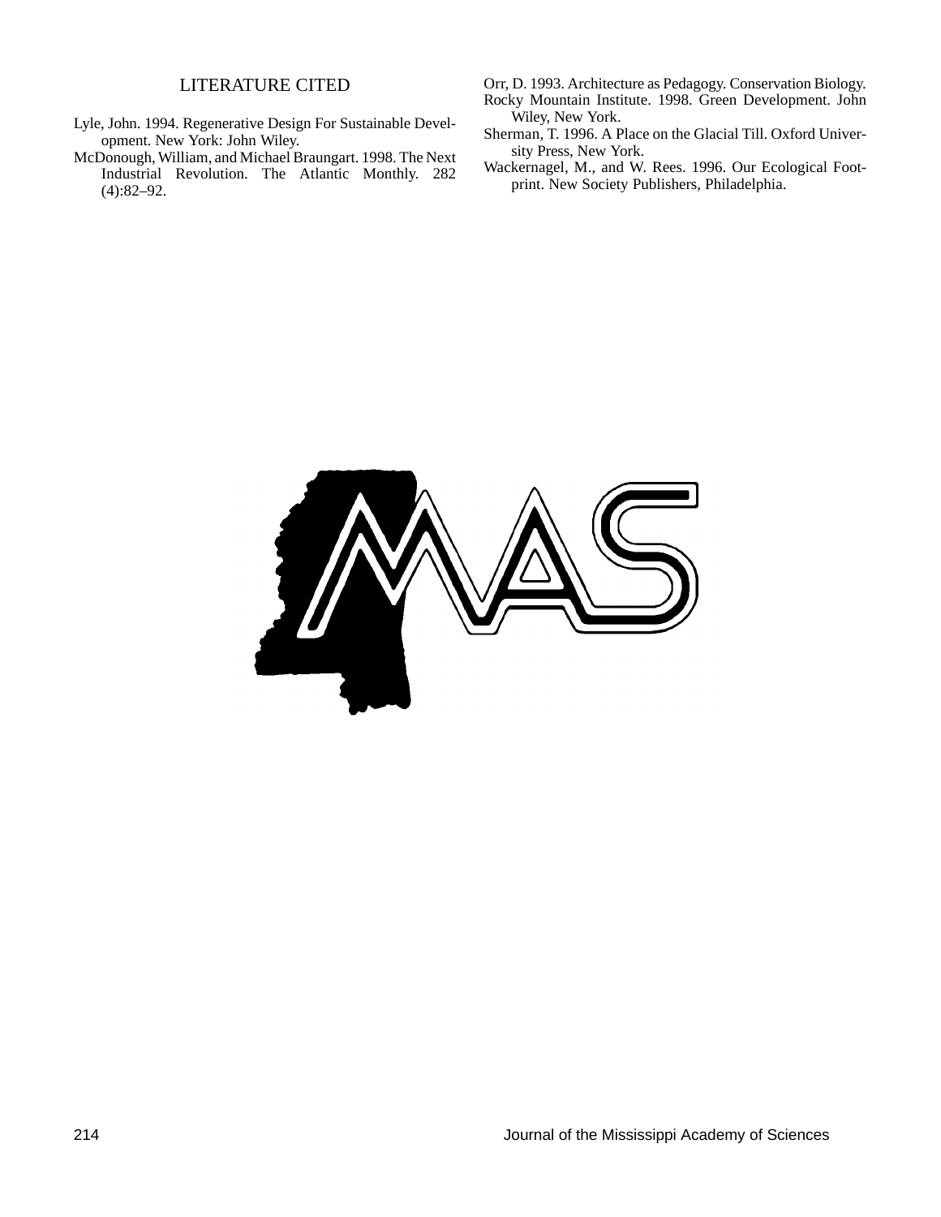## LITERATURE CITED

Lyle, John. 1994. Regenerative Design For Sustainable Development. New York: John Wiley.

McDonough, William, and Michael Braungart. 1998. The Next Industrial Revolution. The Atlantic Monthly. 282 (4):82–92.

Orr, D. 1993. Architecture as Pedagogy. Conservation Biology.

Rocky Mountain Institute. 1998. Green Development. John Wiley, New York.

Sherman, T. 1996. A Place on the Glacial Till. Oxford University Press, New York.

Wackernagel, M., and W. Rees. 1996. Our Ecological Footprint. New Society Publishers, Philadelphia.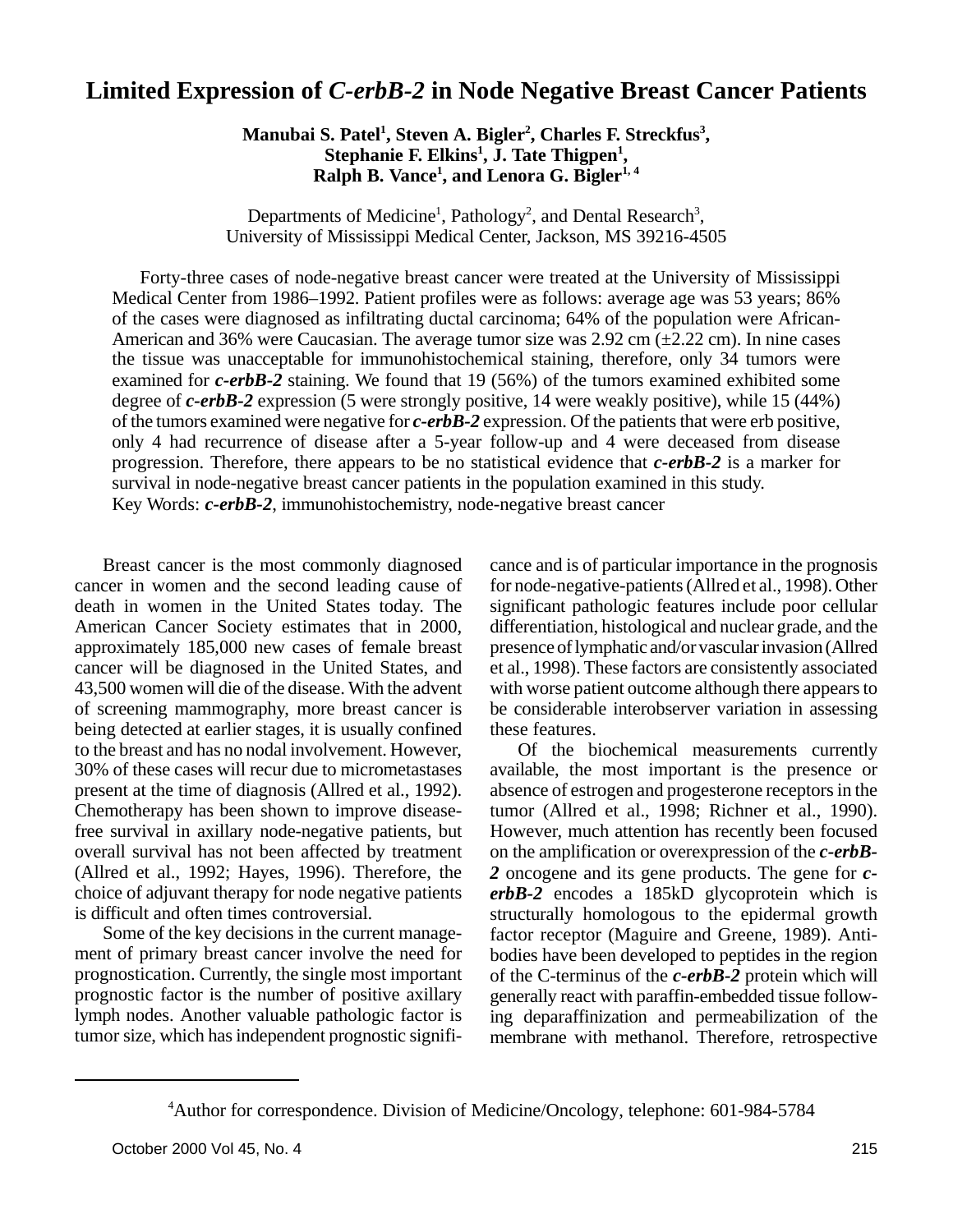# Limited Expression of *C-erbB-2* in Node Negative Breast Cancer Patients

**Manubai S. Patel[1], Steven A. Bigler[2], Charles F. Streckfus[3], Stephanie F. Elkins[1], J. Tate Thigpen[1], Ralph B. Vance[1], and Lenora G. Bigler[1, 4]**

Departments of Medicine[1], Pathology[2], and Dental Research[3], University of Mississippi Medical Center, Jackson, MS 39216-4505

Forty-three cases of node-negative breast cancer were treated at the University of Mississippi Medical Center from 1986–1992. Patient profiles were as follows: average age was 53 years; 86% of the cases were diagnosed as infiltrating ductal carcinoma; 64% of the population were African-American and 36% were Caucasian. The average tumor size was 2.92 cm (±2.22 cm). In nine cases the tissue was unacceptable for immunohistochemical staining, therefore, only 34 tumors were examined for ***c-erbB-2*** staining. We found that 19 (56%) of the tumors examined exhibited some degree of ***c-erbB-2*** expression (5 were strongly positive, 14 were weakly positive), while 15 (44%) of the tumors examined were negative for ***c-erbB-2*** expression. Of the patients that were erb positive, only 4 had recurrence of disease after a 5-year follow-up and 4 were deceased from disease progression. Therefore, there appears to be no statistical evidence that ***c-erbB-2*** is a marker for survival in node-negative breast cancer patients in the population examined in this study.

Key Words: ***c-erbB-2***, immunohistochemistry, node-negative breast cancer

Breast cancer is the most commonly diagnosed cancer in women and the second leading cause of death in women in the United States today. The American Cancer Society estimates that in 2000, approximately 185,000 new cases of female breast cancer will be diagnosed in the United States, and 43,500 women will die of the disease. With the advent of screening mammography, more breast cancer is being detected at earlier stages, it is usually confined to the breast and has no nodal involvement. However, 30% of these cases will recur due to micrometastases present at the time of diagnosis (Allred et al., 1992). Chemotherapy has been shown to improve disease-free survival in axillary node-negative patients, but overall survival has not been affected by treatment (Allred et al., 1992; Hayes, 1996). Therefore, the choice of adjuvant therapy for node negative patients is difficult and often times controversial.

Some of the key decisions in the current management of primary breast cancer involve the need for prognostication. Currently, the single most important prognostic factor is the number of positive axillary lymph nodes. Another valuable pathologic factor is tumor size, which has independent prognostic significance and is of particular importance in the prognosis for node-negative-patients (Allred et al., 1998). Other significant pathologic features include poor cellular differentiation, histological and nuclear grade, and the presence of lymphatic and/or vascular invasion (Allred et al., 1998). These factors are consistently associated with worse patient outcome although there appears to be considerable interobserver variation in assessing these features.

Of the biochemical measurements currently available, the most important is the presence or absence of estrogen and progesterone receptors in the tumor (Allred et al., 1998; Richner et al., 1990). However, much attention has recently been focused on the amplification or overexpression of the ***c-erbB-2*** oncogene and its gene products. The gene for ***c-erbB-2*** encodes a 185kD glycoprotein which is structurally homologous to the epidermal growth factor receptor (Maguire and Greene, 1989). Antibodies have been developed to peptides in the region of the C-terminus of the ***c-erbB-2*** protein which will generally react with paraffin-embedded tissue following deparaffinization and permeabilization of the membrane with methanol. Therefore, retrospective

[4]Author for correspondence. Division of Medicine/Oncology, telephone: 601-984-5784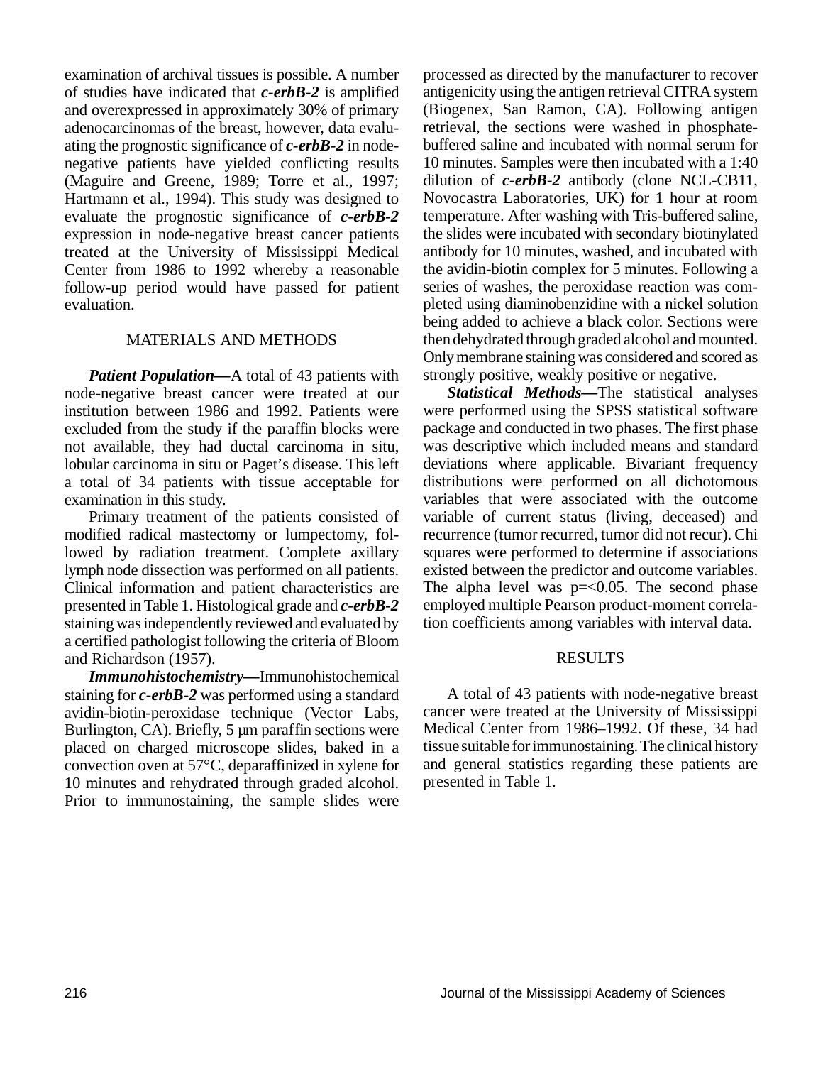examination of archival tissues is possible. A number of studies have indicated that ***c-erbB-2*** is amplified and overexpressed in approximately 30% of primary adenocarcinomas of the breast, however, data evaluating the prognostic significance of ***c-erbB-2*** in node-negative patients have yielded conflicting results (Maguire and Greene, 1989; Torre et al., 1997; Hartmann et al., 1994). This study was designed to evaluate the prognostic significance of ***c-erbB-2*** expression in node-negative breast cancer patients treated at the University of Mississippi Medical Center from 1986 to 1992 whereby a reasonable follow-up period would have passed for patient evaluation.

## MATERIALS AND METHODS

***Patient Population*****—**A total of 43 patients with node-negative breast cancer were treated at our institution between 1986 and 1992. Patients were excluded from the study if the paraffin blocks were not available, they had ductal carcinoma in situ, lobular carcinoma in situ or Paget's disease. This left a total of 34 patients with tissue acceptable for examination in this study.

Primary treatment of the patients consisted of modified radical mastectomy or lumpectomy, followed by radiation treatment. Complete axillary lymph node dissection was performed on all patients. Clinical information and patient characteristics are presented in Table 1. Histological grade and ***c-erbB-2*** staining was independently reviewed and evaluated by a certified pathologist following the criteria of Bloom and Richardson (1957).

***Immunohistochemistry*****—**Immunohistochemical staining for ***c-erbB-2*** was performed using a standard avidin-biotin-peroxidase technique (Vector Labs, Burlington, CA). Briefly, 5 µm paraffin sections were placed on charged microscope slides, baked in a convection oven at 57°C, deparaffinized in xylene for 10 minutes and rehydrated through graded alcohol. Prior to immunostaining, the sample slides were processed as directed by the manufacturer to recover antigenicity using the antigen retrieval CITRA system (Biogenex, San Ramon, CA). Following antigen retrieval, the sections were washed in phosphate-buffered saline and incubated with normal serum for 10 minutes. Samples were then incubated with a 1:40 dilution of ***c-erbB-2*** antibody (clone NCL-CB11, Novocastra Laboratories, UK) for 1 hour at room temperature. After washing with Tris-buffered saline, the slides were incubated with secondary biotinylated antibody for 10 minutes, washed, and incubated with the avidin-biotin complex for 5 minutes. Following a series of washes, the peroxidase reaction was completed using diaminobenzidine with a nickel solution being added to achieve a black color. Sections were then dehydrated through graded alcohol and mounted. Only membrane staining was considered and scored as strongly positive, weakly positive or negative.

***Statistical Methods*****—**The statistical analyses were performed using the SPSS statistical software package and conducted in two phases. The first phase was descriptive which included means and standard deviations where applicable. Bivariant frequency distributions were performed on all dichotomous variables that were associated with the outcome variable of current status (living, deceased) and recurrence (tumor recurred, tumor did not recur). Chi squares were performed to determine if associations existed between the predictor and outcome variables. The alpha level was $p=<0.05$. The second phase employed multiple Pearson product-moment correlation coefficients among variables with interval data.

## RESULTS

A total of 43 patients with node-negative breast cancer were treated at the University of Mississippi Medical Center from 1986–1992. Of these, 34 had tissue suitable for immunostaining. The clinical history and general statistics regarding these patients are presented in Table 1.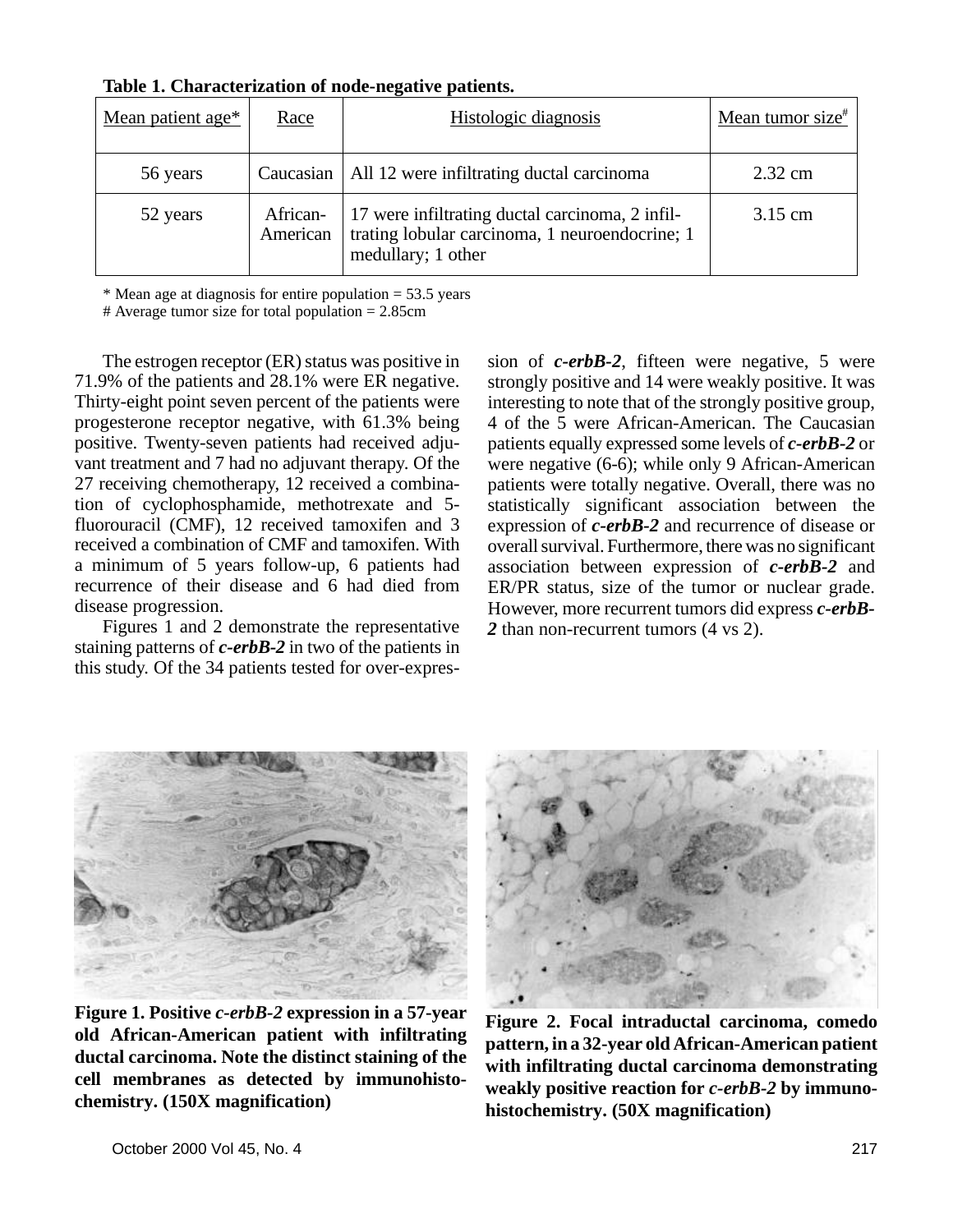**Table 1. Characterization of node-negative patients.**

| Mean patient age* | Race | Histologic diagnosis | Mean tumor size[#] |
|---|---|---|---|
| 56 years | Caucasian | All 12 were infiltrating ductal carcinoma | 2.32 cm |
| 52 years | African-American | 17 were infiltrating ductal carcinoma, 2 infiltrating lobular carcinoma, 1 neuroendocrine; 1 medullary; 1 other | 3.15 cm |

\* Mean age at diagnosis for entire population = 53.5 years
\# Average tumor size for total population = 2.85cm

The estrogen receptor (ER) status was positive in 71.9% of the patients and 28.1% were ER negative. Thirty-eight point seven percent of the patients were progesterone receptor negative, with 61.3% being positive. Twenty-seven patients had received adjuvant treatment and 7 had no adjuvant therapy. Of the 27 receiving chemotherapy, 12 received a combination of cyclophosphamide, methotrexate and 5-fluorouracil (CMF), 12 received tamoxifen and 3 received a combination of CMF and tamoxifen. With a minimum of 5 years follow-up, 6 patients had recurrence of their disease and 6 had died from disease progression.

Figures 1 and 2 demonstrate the representative staining patterns of ***c-erbB-2*** in two of the patients in this study. Of the 34 patients tested for over-expression of ***c-erbB-2***, fifteen were negative, 5 were strongly positive and 14 were weakly positive. It was interesting to note that of the strongly positive group, 4 of the 5 were African-American. The Caucasian patients equally expressed some levels of ***c-erbB-2*** or were negative (6-6); while only 9 African-American patients were totally negative. Overall, there was no statistically significant association between the expression of ***c-erbB-2*** and recurrence of disease or overall survival. Furthermore, there was no significant association between expression of ***c-erbB-2*** and ER/PR status, size of the tumor or nuclear grade. However, more recurrent tumors did express ***c-erbB-2*** than non-recurrent tumors (4 vs 2).

**Figure 1. Positive *c-erbB-2* expression in a 57-year old African-American patient with infiltrating ductal carcinoma. Note the distinct staining of the cell membranes as detected by immunohistochemistry. (150X magnification)**

**Figure 2. Focal intraductal carcinoma, comedo pattern, in a 32-year old African-American patient with infiltrating ductal carcinoma demonstrating weakly positive reaction for *c-erbB-2* by immunohistochemistry. (50X magnification)**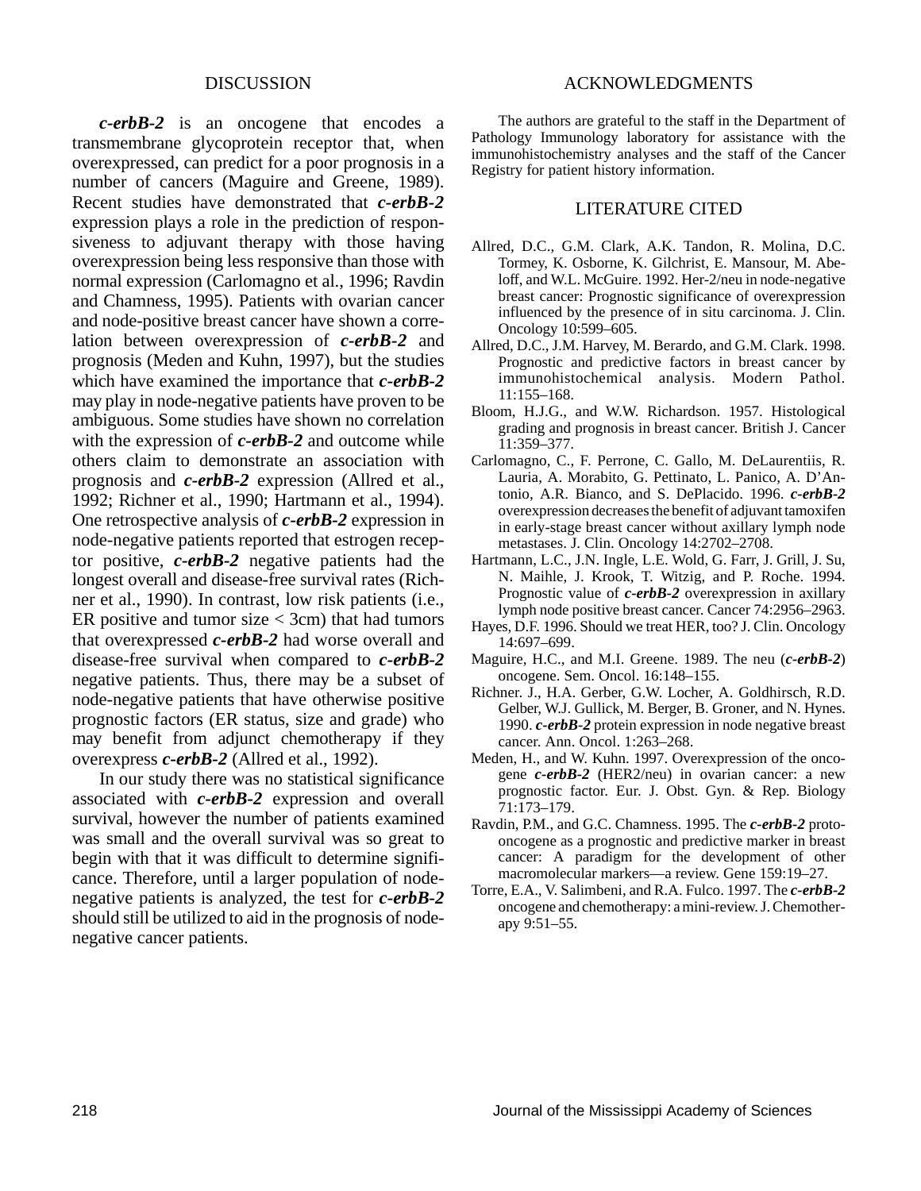## DISCUSSION

***c-erbB-2*** is an oncogene that encodes a transmembrane glycoprotein receptor that, when overexpressed, can predict for a poor prognosis in a number of cancers (Maguire and Greene, 1989). Recent studies have demonstrated that ***c-erbB-2*** expression plays a role in the prediction of responsiveness to adjuvant therapy with those having overexpression being less responsive than those with normal expression (Carlomagno et al., 1996; Ravdin and Chamness, 1995). Patients with ovarian cancer and node-positive breast cancer have shown a correlation between overexpression of ***c-erbB-2*** and prognosis (Meden and Kuhn, 1997), but the studies which have examined the importance that ***c-erbB-2*** may play in node-negative patients have proven to be ambiguous. Some studies have shown no correlation with the expression of ***c-erbB-2*** and outcome while others claim to demonstrate an association with prognosis and ***c-erbB-2*** expression (Allred et al., 1992; Richner et al., 1990; Hartmann et al., 1994). One retrospective analysis of ***c-erbB-2*** expression in node-negative patients reported that estrogen receptor positive, ***c-erbB-2*** negative patients had the longest overall and disease-free survival rates (Richner et al., 1990). In contrast, low risk patients (i.e., ER positive and tumor size < 3cm) that had tumors that overexpressed ***c-erbB-2*** had worse overall and disease-free survival when compared to ***c-erbB-2*** negative patients. Thus, there may be a subset of node-negative patients that have otherwise positive prognostic factors (ER status, size and grade) who may benefit from adjunct chemotherapy if they overexpress ***c-erbB-2*** (Allred et al., 1992).

In our study there was no statistical significance associated with ***c-erbB-2*** expression and overall survival, however the number of patients examined was small and the overall survival was so great to begin with that it was difficult to determine significance. Therefore, until a larger population of node-negative patients is analyzed, the test for ***c-erbB-2*** should still be utilized to aid in the prognosis of node-negative cancer patients.

## ACKNOWLEDGMENTS

The authors are grateful to the staff in the Department of Pathology Immunology laboratory for assistance with the immunohistochemistry analyses and the staff of the Cancer Registry for patient history information.

## LITERATURE CITED

Allred, D.C., G.M. Clark, A.K. Tandon, R. Molina, D.C. Tormey, K. Osborne, K. Gilchrist, E. Mansour, M. Abeloff, and W.L. McGuire. 1992. Her-2/neu in node-negative breast cancer: Prognostic significance of overexpression influenced by the presence of in situ carcinoma. J. Clin. Oncology 10:599–605.

Allred, D.C., J.M. Harvey, M. Berardo, and G.M. Clark. 1998. Prognostic and predictive factors in breast cancer by immunohistochemical analysis. Modern Pathol. 11:155–168.

Bloom, H.J.G., and W.W. Richardson. 1957. Histological grading and prognosis in breast cancer. British J. Cancer 11:359–377.

Carlomagno, C., F. Perrone, C. Gallo, M. DeLaurentiis, R. Lauria, A. Morabito, G. Pettinato, L. Panico, A. D'Antonio, A.R. Bianco, and S. DePlacido. 1996. ***c-erbB-2*** overexpression decreases the benefit of adjuvant tamoxifen in early-stage breast cancer without axillary lymph node metastases. J. Clin. Oncology 14:2702–2708.

Hartmann, L.C., J.N. Ingle, L.E. Wold, G. Farr, J. Grill, J. Su, N. Maihle, J. Krook, T. Witzig, and P. Roche. 1994. Prognostic value of ***c-erbB-2*** overexpression in axillary lymph node positive breast cancer. Cancer 74:2956–2963.

Hayes, D.F. 1996. Should we treat HER, too? J. Clin. Oncology 14:697–699.

Maguire, H.C., and M.I. Greene. 1989. The neu (***c-erbB-2***) oncogene. Sem. Oncol. 16:148–155.

Richner. J., H.A. Gerber, G.W. Locher, A. Goldhirsch, R.D. Gelber, W.J. Gullick, M. Berger, B. Groner, and N. Hynes. 1990. ***c-erbB-2*** protein expression in node negative breast cancer. Ann. Oncol. 1:263–268.

Meden, H., and W. Kuhn. 1997. Overexpression of the oncogene ***c-erbB-2*** (HER2/neu) in ovarian cancer: a new prognostic factor. Eur. J. Obst. Gyn. & Rep. Biology 71:173–179.

Ravdin, P.M., and G.C. Chamness. 1995. The ***c-erbB-2*** proto-oncogene as a prognostic and predictive marker in breast cancer: A paradigm for the development of other macromolecular markers—a review. Gene 159:19–27.

Torre, E.A., V. Salimbeni, and R.A. Fulco. 1997. The ***c-erbB-2*** oncogene and chemotherapy: a mini-review. J. Chemotherapy 9:51–55.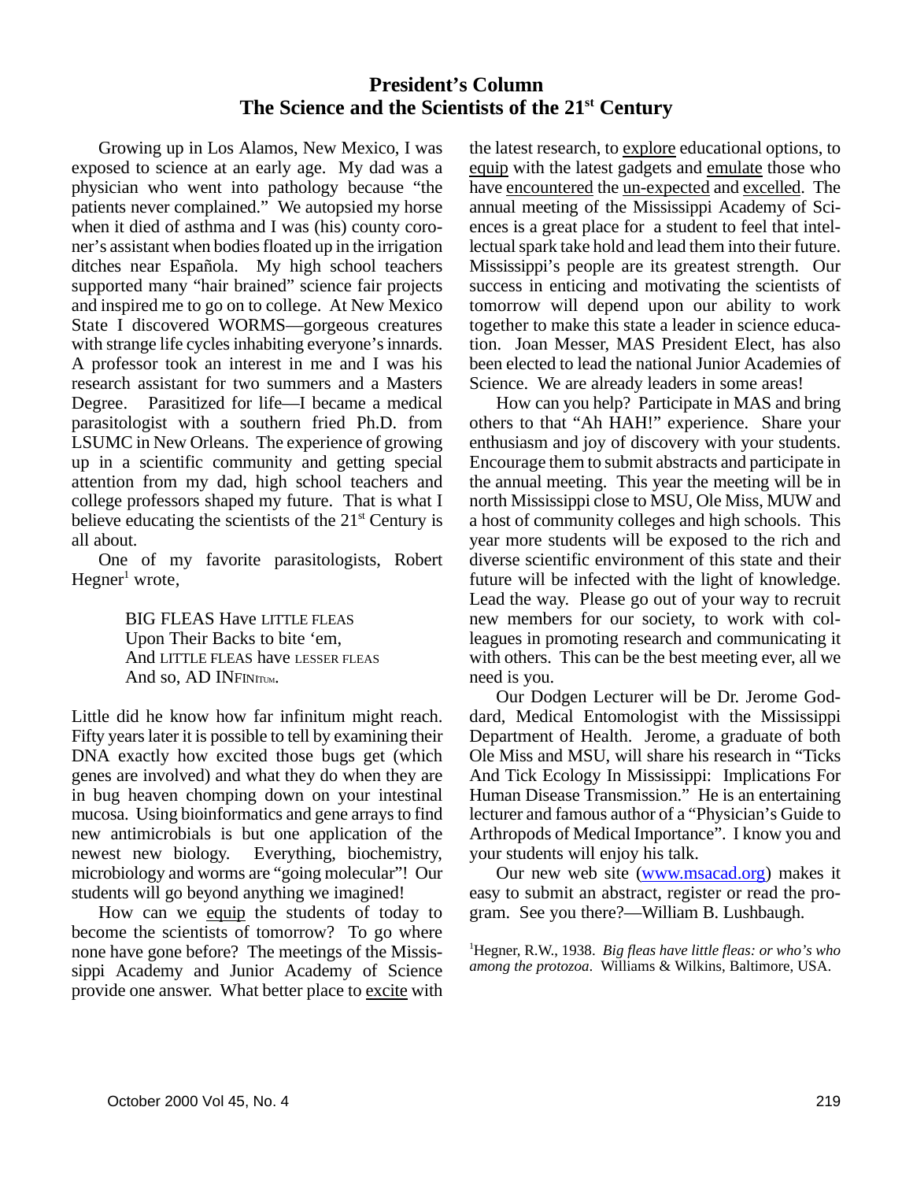## President's Column
## The Science and the Scientists of the 21st Century

Growing up in Los Alamos, New Mexico, I was exposed to science at an early age. My dad was a physician who went into pathology because "the patients never complained." We autopsied my horse when it died of asthma and I was (his) county coroner's assistant when bodies floated up in the irrigation ditches near Española. My high school teachers supported many "hair brained" science fair projects and inspired me to go on to college. At New Mexico State I discovered WORMS—gorgeous creatures with strange life cycles inhabiting everyone's innards. A professor took an interest in me and I was his research assistant for two summers and a Masters Degree. Parasitized for life—I became a medical parasitologist with a southern fried Ph.D. from LSUMC in New Orleans. The experience of growing up in a scientific community and getting special attention from my dad, high school teachers and college professors shaped my future. That is what I believe educating the scientists of the 21st Century is all about.

One of my favorite parasitologists, Robert Hegner[1] wrote,

> BIG FLEAS Have LITTLE FLEAS
> Upon Their Backs to bite 'em,
> And LITTLE FLEAS have LESSER FLEAS
> And so, AD INFINITUM.

Little did he know how far infinitum might reach. Fifty years later it is possible to tell by examining their DNA exactly how excited those bugs get (which genes are involved) and what they do when they are in bug heaven chomping down on your intestinal mucosa. Using bioinformatics and gene arrays to find new antimicrobials is but one application of the newest new biology. Everything, biochemistry, microbiology and worms are "going molecular"! Our students will go beyond anything we imagined!

How can we equip the students of today to become the scientists of tomorrow? To go where none have gone before? The meetings of the Mississippi Academy and Junior Academy of Science provide one answer. What better place to excite with the latest research, to explore educational options, to equip with the latest gadgets and emulate those who have encountered the un-expected and excelled. The annual meeting of the Mississippi Academy of Sciences is a great place for a student to feel that intellectual spark take hold and lead them into their future. Mississippi's people are its greatest strength. Our success in enticing and motivating the scientists of tomorrow will depend upon our ability to work together to make this state a leader in science education. Joan Messer, MAS President Elect, has also been elected to lead the national Junior Academies of Science. We are already leaders in some areas!

How can you help? Participate in MAS and bring others to that "Ah HAH!" experience. Share your enthusiasm and joy of discovery with your students. Encourage them to submit abstracts and participate in the annual meeting. This year the meeting will be in north Mississippi close to MSU, Ole Miss, MUW and a host of community colleges and high schools. This year more students will be exposed to the rich and diverse scientific environment of this state and their future will be infected with the light of knowledge. Lead the way. Please go out of your way to recruit new members for our society, to work with colleagues in promoting research and communicating it with others. This can be the best meeting ever, all we need is you.

Our Dodgen Lecturer will be Dr. Jerome Goddard, Medical Entomologist with the Mississippi Department of Health. Jerome, a graduate of both Ole Miss and MSU, will share his research in "Ticks And Tick Ecology In Mississippi: Implications For Human Disease Transmission." He is an entertaining lecturer and famous author of a "Physician's Guide to Arthropods of Medical Importance". I know you and your students will enjoy his talk.

Our new web site (www.msacad.org) makes it easy to submit an abstract, register or read the program. See you there?—William B. Lushbaugh.

[1] Hegner, R.W., 1938. *Big fleas have little fleas: or who's who among the protozoa*. Williams & Wilkins, Baltimore, USA.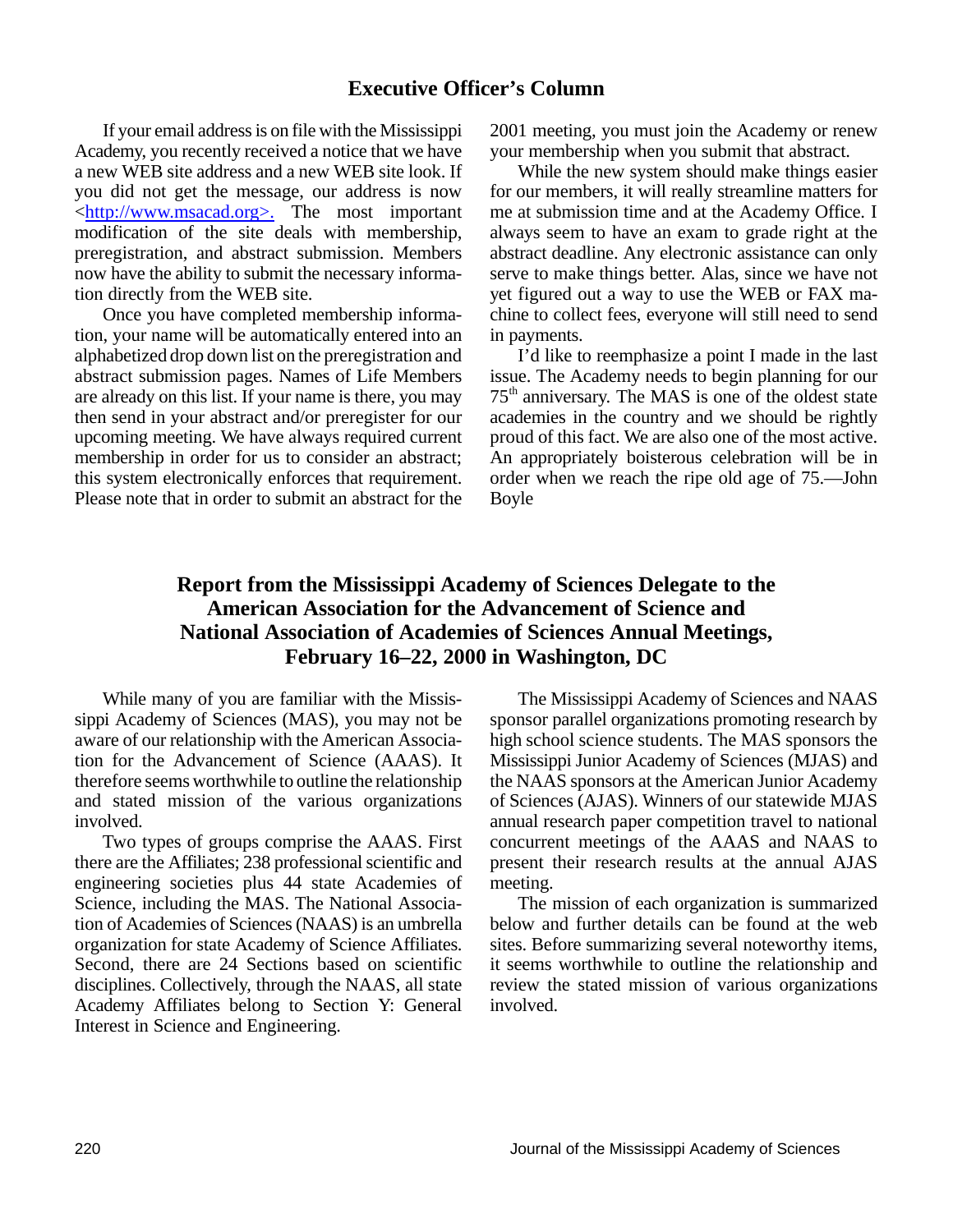## Executive Officer's Column

If your email address is on file with the Mississippi Academy, you recently received a notice that we have a new WEB site address and a new WEB site look. If you did not get the message, our address is now <http://www.msacad.org>. The most important modification of the site deals with membership, preregistration, and abstract submission. Members now have the ability to submit the necessary information directly from the WEB site.

Once you have completed membership information, your name will be automatically entered into an alphabetized drop down list on the preregistration and abstract submission pages. Names of Life Members are already on this list. If your name is there, you may then send in your abstract and/or preregister for our upcoming meeting. We have always required current membership in order for us to consider an abstract; this system electronically enforces that requirement. Please note that in order to submit an abstract for the 2001 meeting, you must join the Academy or renew your membership when you submit that abstract.

While the new system should make things easier for our members, it will really streamline matters for me at submission time and at the Academy Office. I always seem to have an exam to grade right at the abstract deadline. Any electronic assistance can only serve to make things better. Alas, since we have not yet figured out a way to use the WEB or FAX machine to collect fees, everyone will still need to send in payments.

I'd like to reemphasize a point I made in the last issue. The Academy needs to begin planning for our 75th anniversary. The MAS is one of the oldest state academies in the country and we should be rightly proud of this fact. We are also one of the most active. An appropriately boisterous celebration will be in order when we reach the ripe old age of 75.—John Boyle

## Report from the Mississippi Academy of Sciences Delegate to the American Association for the Advancement of Science and National Association of Academies of Sciences Annual Meetings, February 16–22, 2000 in Washington, DC

While many of you are familiar with the Mississippi Academy of Sciences (MAS), you may not be aware of our relationship with the American Association for the Advancement of Science (AAAS). It therefore seems worthwhile to outline the relationship and stated mission of the various organizations involved.

Two types of groups comprise the AAAS. First there are the Affiliates; 238 professional scientific and engineering societies plus 44 state Academies of Science, including the MAS. The National Association of Academies of Sciences (NAAS) is an umbrella organization for state Academy of Science Affiliates. Second, there are 24 Sections based on scientific disciplines. Collectively, through the NAAS, all state Academy Affiliates belong to Section Y: General Interest in Science and Engineering.

The Mississippi Academy of Sciences and NAAS sponsor parallel organizations promoting research by high school science students. The MAS sponsors the Mississippi Junior Academy of Sciences (MJAS) and the NAAS sponsors at the American Junior Academy of Sciences (AJAS). Winners of our statewide MJAS annual research paper competition travel to national concurrent meetings of the AAAS and NAAS to present their research results at the annual AJAS meeting.

The mission of each organization is summarized below and further details can be found at the web sites. Before summarizing several noteworthy items, it seems worthwhile to outline the relationship and review the stated mission of various organizations involved.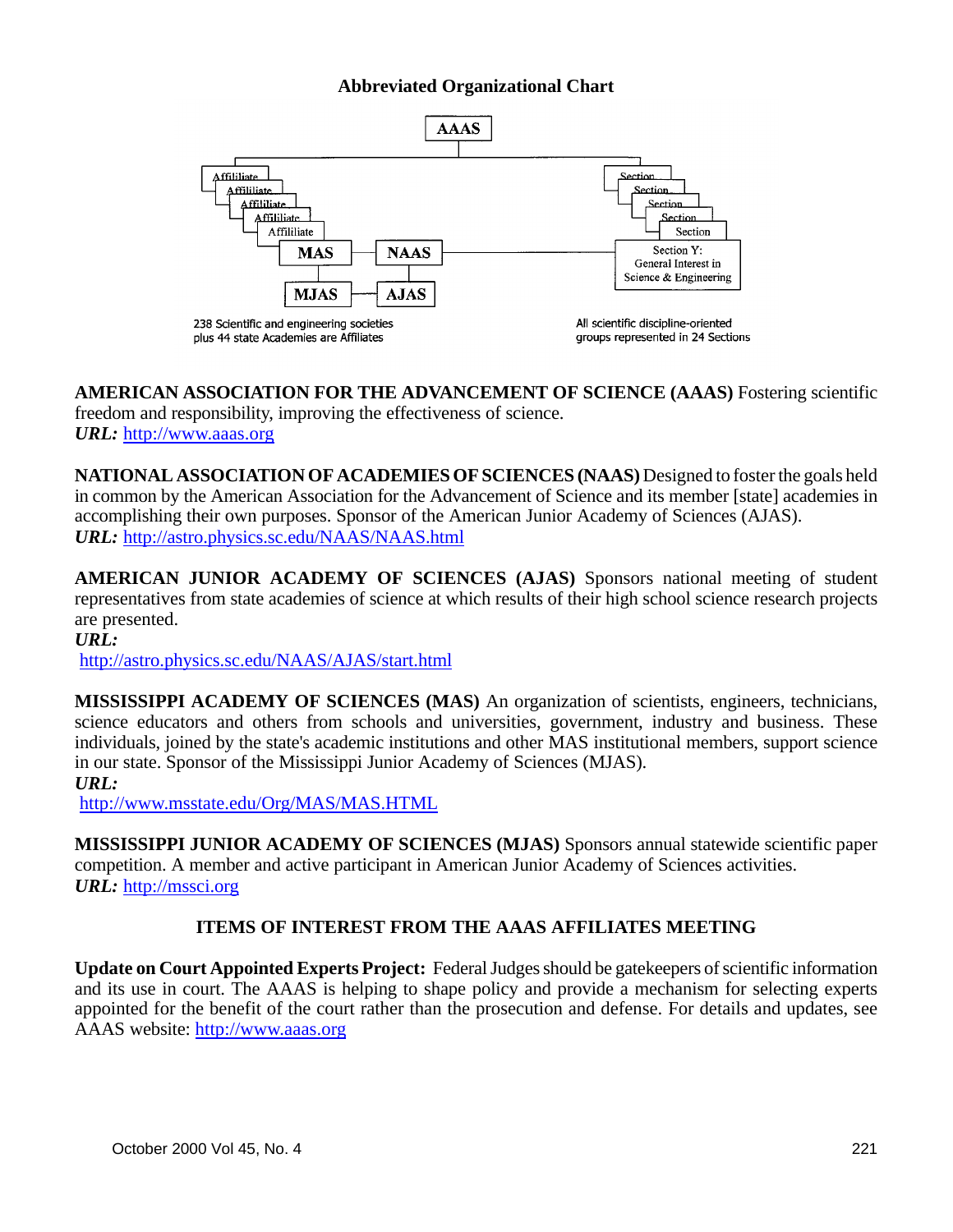**Abbreviated Organizational Chart**

AAAS

Affililiate
Affililiate
Affililiate
Affiliiate
Affililiate

MAS — NAAS

MJAS — AJAS

Section
Section
Section
Section
Section

Section Y: General Interest in Science & Engineering

238 Scientific and engineering societies plus 44 state Academies are Affiliates

All scientific discipline-oriented groups represented in 24 Sections

**AMERICAN ASSOCIATION FOR THE ADVANCEMENT OF SCIENCE (AAAS)** Fostering scientific freedom and responsibility, improving the effectiveness of science.
***URL:*** http://www.aaas.org

**NATIONAL ASSOCIATION OF ACADEMIES OF SCIENCES (NAAS)** Designed to foster the goals held in common by the American Association for the Advancement of Science and its member [state] academies in accomplishing their own purposes. Sponsor of the American Junior Academy of Sciences (AJAS).
***URL:*** http://astro.physics.sc.edu/NAAS/NAAS.html

**AMERICAN JUNIOR ACADEMY OF SCIENCES (AJAS)** Sponsors national meeting of student representatives from state academies of science at which results of their high school science research projects are presented.
***URL:***
http://astro.physics.sc.edu/NAAS/AJAS/start.html

**MISSISSIPPI ACADEMY OF SCIENCES (MAS)** An organization of scientists, engineers, technicians, science educators and others from schools and universities, government, industry and business. These individuals, joined by the state's academic institutions and other MAS institutional members, support science in our state. Sponsor of the Mississippi Junior Academy of Sciences (MJAS).
***URL:***
http://www.msstate.edu/Org/MAS/MAS.HTML

**MISSISSIPPI JUNIOR ACADEMY OF SCIENCES (MJAS)** Sponsors annual statewide scientific paper competition. A member and active participant in American Junior Academy of Sciences activities.
***URL:*** http://mssci.org

## ITEMS OF INTEREST FROM THE AAAS AFFILIATES MEETING

**Update on Court Appointed Experts Project:** Federal Judges should be gatekeepers of scientific information and its use in court. The AAAS is helping to shape policy and provide a mechanism for selecting experts appointed for the benefit of the court rather than the prosecution and defense. For details and updates, see AAAS website: http://www.aaas.org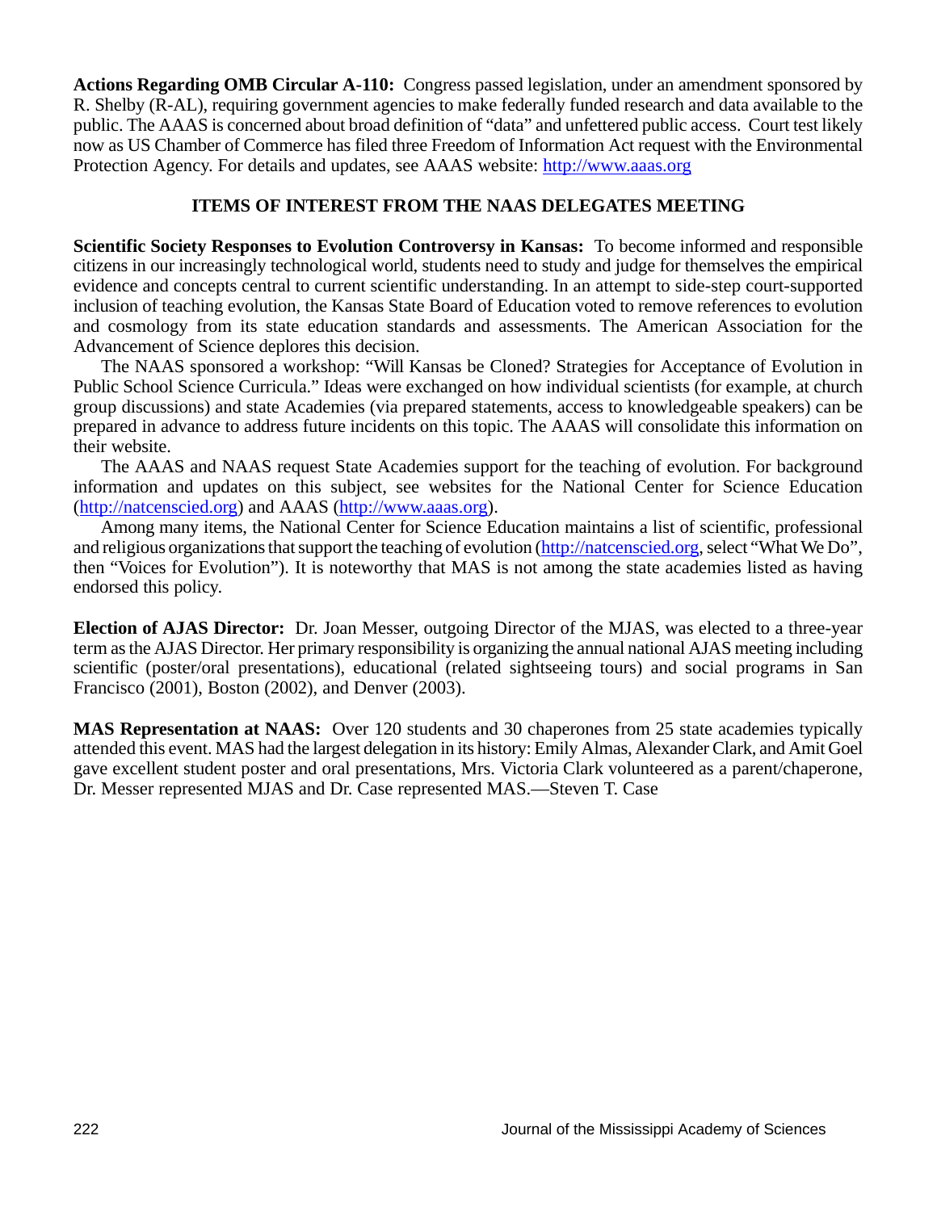**Actions Regarding OMB Circular A-110:** Congress passed legislation, under an amendment sponsored by R. Shelby (R-AL), requiring government agencies to make federally funded research and data available to the public. The AAAS is concerned about broad definition of "data" and unfettered public access. Court test likely now as US Chamber of Commerce has filed three Freedom of Information Act request with the Environmental Protection Agency. For details and updates, see AAAS website: http://www.aaas.org

## ITEMS OF INTEREST FROM THE NAAS DELEGATES MEETING

**Scientific Society Responses to Evolution Controversy in Kansas:** To become informed and responsible citizens in our increasingly technological world, students need to study and judge for themselves the empirical evidence and concepts central to current scientific understanding. In an attempt to side-step court-supported inclusion of teaching evolution, the Kansas State Board of Education voted to remove references to evolution and cosmology from its state education standards and assessments. The American Association for the Advancement of Science deplores this decision.

The NAAS sponsored a workshop: "Will Kansas be Cloned? Strategies for Acceptance of Evolution in Public School Science Curricula." Ideas were exchanged on how individual scientists (for example, at church group discussions) and state Academies (via prepared statements, access to knowledgeable speakers) can be prepared in advance to address future incidents on this topic. The AAAS will consolidate this information on their website.

The AAAS and NAAS request State Academies support for the teaching of evolution. For background information and updates on this subject, see websites for the National Center for Science Education (http://natcenscied.org) and AAAS (http://www.aaas.org).

Among many items, the National Center for Science Education maintains a list of scientific, professional and religious organizations that support the teaching of evolution (http://natcenscied.org, select "What We Do", then "Voices for Evolution"). It is noteworthy that MAS is not among the state academies listed as having endorsed this policy.

**Election of AJAS Director:** Dr. Joan Messer, outgoing Director of the MJAS, was elected to a three-year term as the AJAS Director. Her primary responsibility is organizing the annual national AJAS meeting including scientific (poster/oral presentations), educational (related sightseeing tours) and social programs in San Francisco (2001), Boston (2002), and Denver (2003).

**MAS Representation at NAAS:** Over 120 students and 30 chaperones from 25 state academies typically attended this event. MAS had the largest delegation in its history: Emily Almas, Alexander Clark, and Amit Goel gave excellent student poster and oral presentations, Mrs. Victoria Clark volunteered as a parent/chaperone, Dr. Messer represented MJAS and Dr. Case represented MAS.—Steven T. Case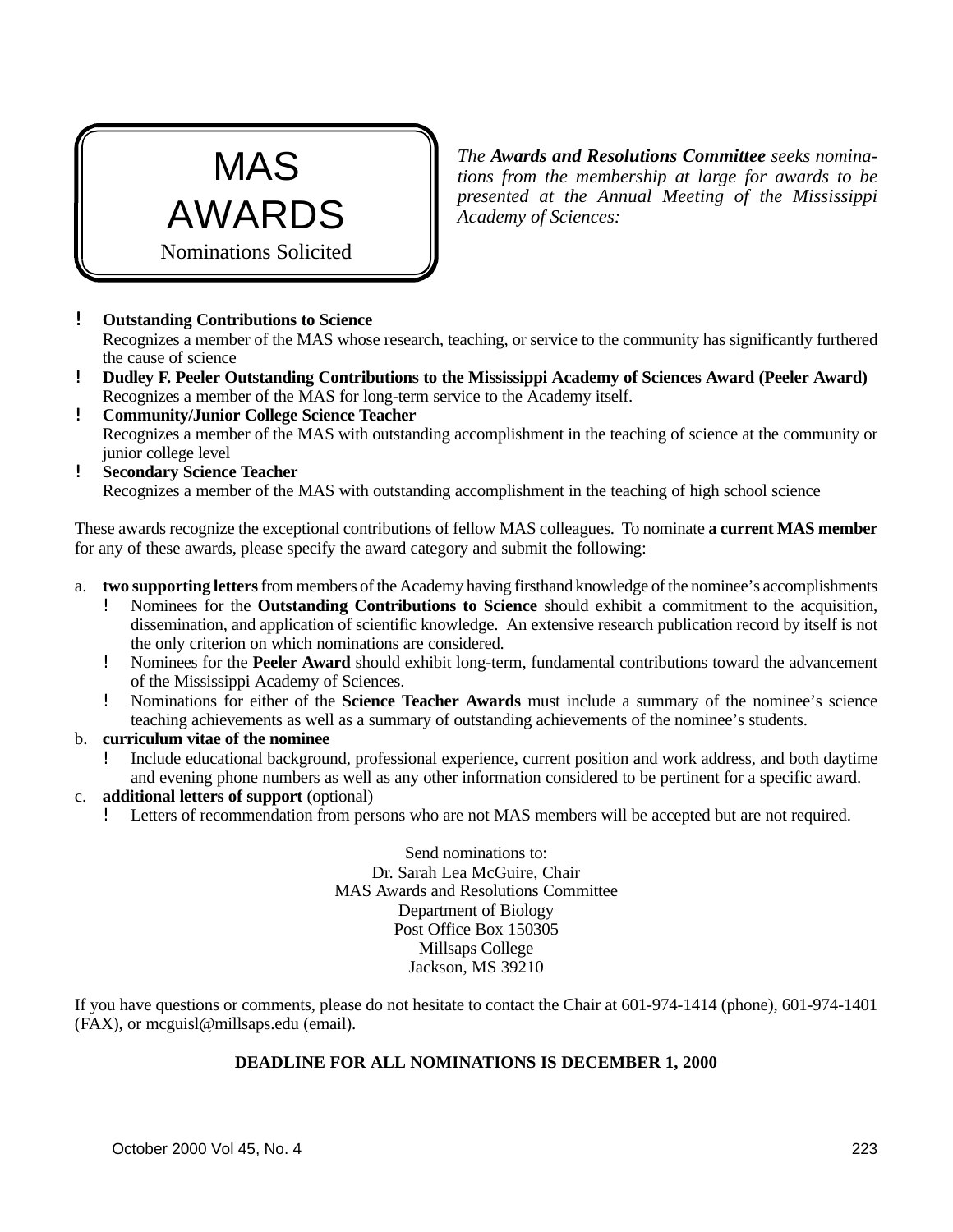# MAS AWARDS

Nominations Solicited

*The **Awards and Resolutions Committee** seeks nominations from the membership at large for awards to be presented at the Annual Meeting of the Mississippi Academy of Sciences:*

- **Outstanding Contributions to Science**
  Recognizes a member of the MAS whose research, teaching, or service to the community has significantly furthered the cause of science
- **Dudley F. Peeler Outstanding Contributions to the Mississippi Academy of Sciences Award (Peeler Award)**
  Recognizes a member of the MAS for long-term service to the Academy itself.
- **Community/Junior College Science Teacher**
  Recognizes a member of the MAS with outstanding accomplishment in the teaching of science at the community or junior college level
- **Secondary Science Teacher**
  Recognizes a member of the MAS with outstanding accomplishment in the teaching of high school science

These awards recognize the exceptional contributions of fellow MAS colleagues. To nominate **a current MAS member** for any of these awards, please specify the award category and submit the following:

a. **two supporting letters** from members of the Academy having firsthand knowledge of the nominee's accomplishments
   - Nominees for the **Outstanding Contributions to Science** should exhibit a commitment to the acquisition, dissemination, and application of scientific knowledge. An extensive research publication record by itself is not the only criterion on which nominations are considered.
   - Nominees for the **Peeler Award** should exhibit long-term, fundamental contributions toward the advancement of the Mississippi Academy of Sciences.
   - Nominations for either of the **Science Teacher Awards** must include a summary of the nominee's science teaching achievements as well as a summary of outstanding achievements of the nominee's students.

b. **curriculum vitae of the nominee**
   - Include educational background, professional experience, current position and work address, and both daytime and evening phone numbers as well as any other information considered to be pertinent for a specific award.

c. **additional letters of support** (optional)
   - Letters of recommendation from persons who are not MAS members will be accepted but are not required.

Send nominations to:
Dr. Sarah Lea McGuire, Chair
MAS Awards and Resolutions Committee
Department of Biology
Post Office Box 150305
Millsaps College
Jackson, MS 39210

If you have questions or comments, please do not hesitate to contact the Chair at 601-974-1414 (phone), 601-974-1401 (FAX), or mcguisl@millsaps.edu (email).

**DEADLINE FOR ALL NOMINATIONS IS DECEMBER 1, 2000**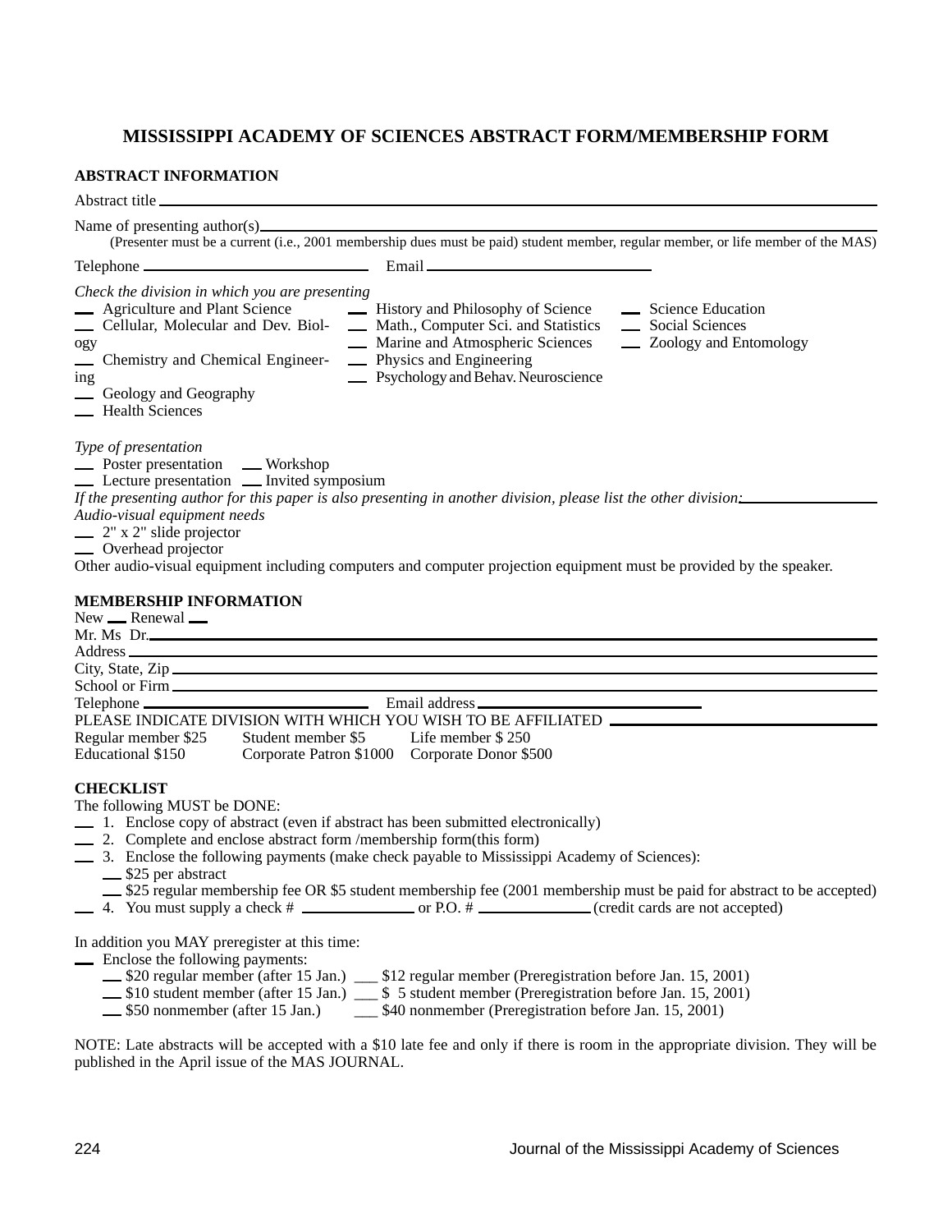# MISSISSIPPI ACADEMY OF SCIENCES ABSTRACT FORM/MEMBERSHIP FORM

**ABSTRACT INFORMATION**

Abstract title ______________________________

Name of presenting author(s) ______________________________

(Presenter must be a current (i.e., 2001 membership dues must be paid) student member, regular member, or life member of the MAS)

Telephone ______________ Email ______________

*Check the division in which you are presenting*

- __ Agriculture and Plant Science
- __ Cellular, Molecular and Dev. Biology
- __ Chemistry and Chemical Engineering
- __ Geology and Geography
- __ Health Sciences
- __ History and Philosophy of Science
- __ Math., Computer Sci. and Statistics
- __ Marine and Atmospheric Sciences
- __ Physics and Engineering
- __ Psychology and Behav. Neuroscience
- __ Science Education
- __ Social Sciences
- __ Zoology and Entomology

*Type of presentation*

- __ Poster presentation
- __ Workshop
- __ Lecture presentation
- __ Invited symposium

*If the presenting author for this paper is also presenting in another division, please list the other division:* ______________

*Audio-visual equipment needs*

- __ 2" x 2" slide projector
- __ Overhead projector

Other audio-visual equipment including computers and computer projection equipment must be provided by the speaker.

**MEMBERSHIP INFORMATION**

New __ Renewal __

Mr. Ms Dr. ______________________________

Address ______________________________

City, State, Zip ______________________________

School or Firm ______________________________

Telephone ______________ Email address ______________

PLEASE INDICATE DIVISION WITH WHICH YOU WISH TO BE AFFILIATED ______________

Regular member $25 Student member $5 Life member $ 250

Educational $150 Corporate Patron $1000 Corporate Donor $500

**CHECKLIST**

The following MUST be DONE:

- __ 1. Enclose copy of abstract (even if abstract has been submitted electronically)
- __ 2. Complete and enclose abstract form /membership form(this form)
- __ 3. Enclose the following payments (make check payable to Mississippi Academy of Sciences):
  - __ $25 per abstract
  - __ $25 regular membership fee OR $5 student membership fee (2001 membership must be paid for abstract to be accepted)
- __ 4. You must supply a check # ______________ or P.O. # ______________ (credit cards are not accepted)

In addition you MAY preregister at this time:

- __ Enclose the following payments:
  - __ $20 regular member (after 15 Jan.) ___ $12 regular member (Preregistration before Jan. 15, 2001)
  - __ $10 student member (after 15 Jan.) ___ $ 5 student member (Preregistration before Jan. 15, 2001)
  - __ $50 nonmember (after 15 Jan.) ___ $40 nonmember (Preregistration before Jan. 15, 2001)

NOTE: Late abstracts will be accepted with a $10 late fee and only if there is room in the appropriate division. They will be published in the April issue of the MAS JOURNAL.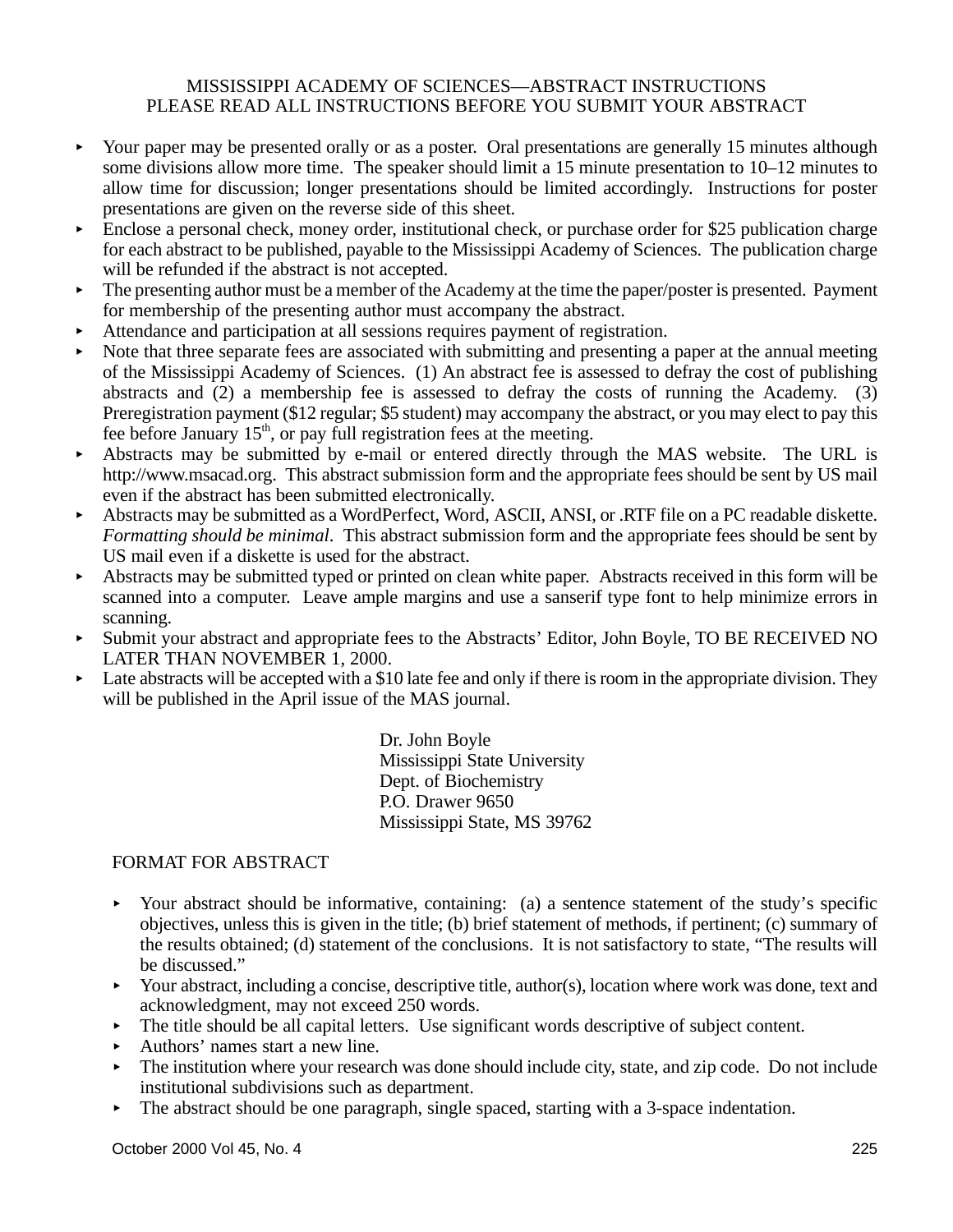# MISSISSIPPI ACADEMY OF SCIENCES—ABSTRACT INSTRUCTIONS
## PLEASE READ ALL INSTRUCTIONS BEFORE YOU SUBMIT YOUR ABSTRACT

- Your paper may be presented orally or as a poster. Oral presentations are generally 15 minutes although some divisions allow more time. The speaker should limit a 15 minute presentation to 10–12 minutes to allow time for discussion; longer presentations should be limited accordingly. Instructions for poster presentations are given on the reverse side of this sheet.
- Enclose a personal check, money order, institutional check, or purchase order for $25 publication charge for each abstract to be published, payable to the Mississippi Academy of Sciences. The publication charge will be refunded if the abstract is not accepted.
- The presenting author must be a member of the Academy at the time the paper/poster is presented. Payment for membership of the presenting author must accompany the abstract.
- Attendance and participation at all sessions requires payment of registration.
- Note that three separate fees are associated with submitting and presenting a paper at the annual meeting of the Mississippi Academy of Sciences. (1) An abstract fee is assessed to defray the cost of publishing abstracts and (2) a membership fee is assessed to defray the costs of running the Academy. (3) Preregistration payment ($12 regular; $5 student) may accompany the abstract, or you may elect to pay this fee before January 15th, or pay full registration fees at the meeting.
- Abstracts may be submitted by e-mail or entered directly through the MAS website. The URL is http://www.msacad.org. This abstract submission form and the appropriate fees should be sent by US mail even if the abstract has been submitted electronically.
- Abstracts may be submitted as a WordPerfect, Word, ASCII, ANSI, or .RTF file on a PC readable diskette. *Formatting should be minimal*. This abstract submission form and the appropriate fees should be sent by US mail even if a diskette is used for the abstract.
- Abstracts may be submitted typed or printed on clean white paper. Abstracts received in this form will be scanned into a computer. Leave ample margins and use a sanserif type font to help minimize errors in scanning.
- Submit your abstract and appropriate fees to the Abstracts' Editor, John Boyle, TO BE RECEIVED NO LATER THAN NOVEMBER 1, 2000.
- Late abstracts will be accepted with a $10 late fee and only if there is room in the appropriate division. They will be published in the April issue of the MAS journal.

Dr. John Boyle  
Mississippi State University  
Dept. of Biochemistry  
P.O. Drawer 9650  
Mississippi State, MS 39762

## FORMAT FOR ABSTRACT

- Your abstract should be informative, containing: (a) a sentence statement of the study's specific objectives, unless this is given in the title; (b) brief statement of methods, if pertinent; (c) summary of the results obtained; (d) statement of the conclusions. It is not satisfactory to state, "The results will be discussed."
- Your abstract, including a concise, descriptive title, author(s), location where work was done, text and acknowledgment, may not exceed 250 words.
- The title should be all capital letters. Use significant words descriptive of subject content.
- Authors' names start a new line.
- The institution where your research was done should include city, state, and zip code. Do not include institutional subdivisions such as department.
- The abstract should be one paragraph, single spaced, starting with a 3-space indentation.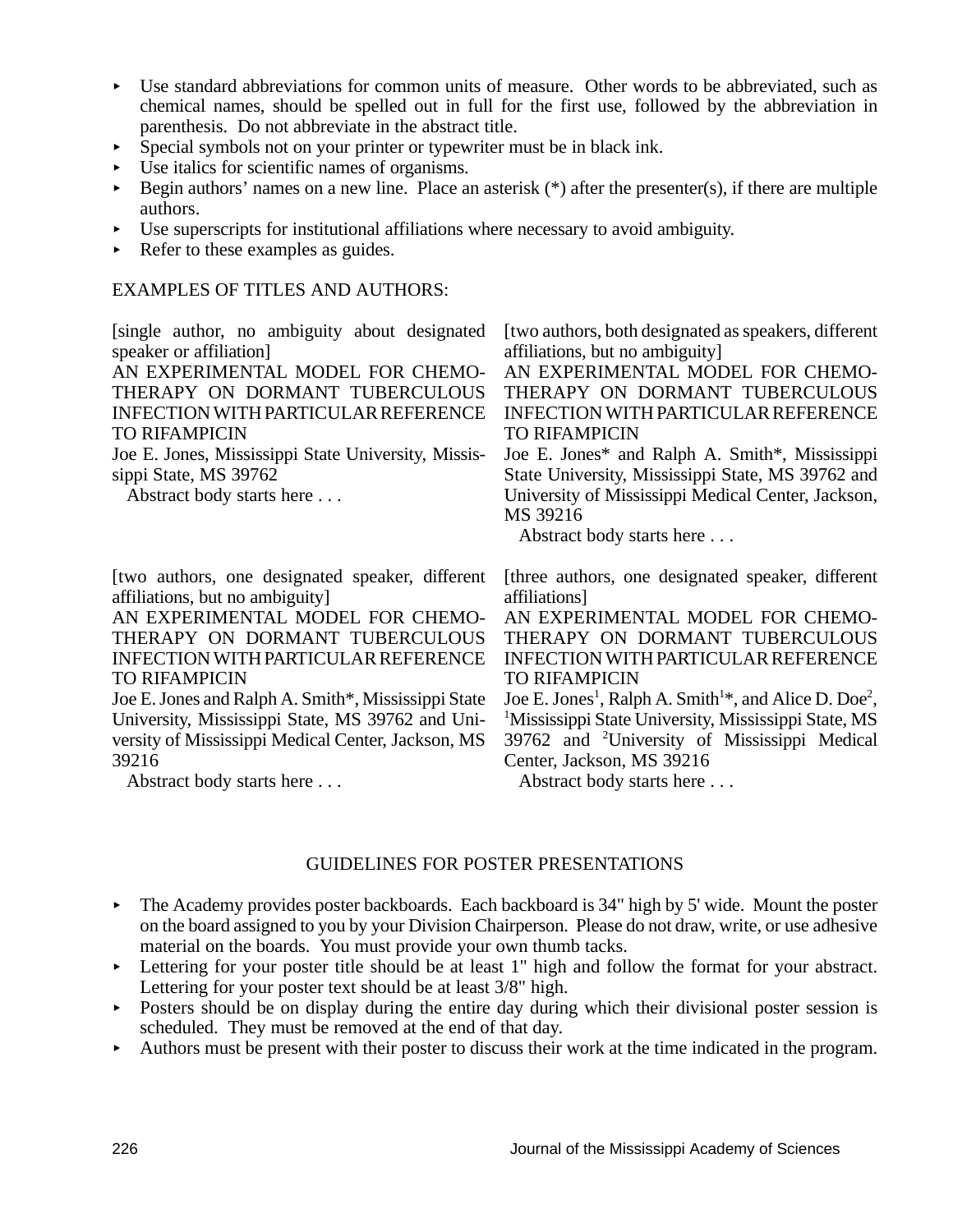- Use standard abbreviations for common units of measure. Other words to be abbreviated, such as chemical names, should be spelled out in full for the first use, followed by the abbreviation in parenthesis. Do not abbreviate in the abstract title.
- Special symbols not on your printer or typewriter must be in black ink.
- Use italics for scientific names of organisms.
- Begin authors' names on a new line. Place an asterisk (*) after the presenter(s), if there are multiple authors.
- Use superscripts for institutional affiliations where necessary to avoid ambiguity.
- Refer to these examples as guides.

EXAMPLES OF TITLES AND AUTHORS:

[single author, no ambiguity about designated speaker or affiliation]
AN EXPERIMENTAL MODEL FOR CHEMOTHERAPY ON DORMANT TUBERCULOUS INFECTION WITH PARTICULAR REFERENCE TO RIFAMPICIN
Joe E. Jones, Mississippi State University, Mississippi State, MS 39762
Abstract body starts here . . .

[two authors, one designated speaker, different affiliations, but no ambiguity]
AN EXPERIMENTAL MODEL FOR CHEMOTHERAPY ON DORMANT TUBERCULOUS INFECTION WITH PARTICULAR REFERENCE TO RIFAMPICIN
Joe E. Jones and Ralph A. Smith*, Mississippi State University, Mississippi State, MS 39762 and University of Mississippi Medical Center, Jackson, MS 39216
Abstract body starts here . . .

[two authors, both designated as speakers, different affiliations, but no ambiguity]
AN EXPERIMENTAL MODEL FOR CHEMOTHERAPY ON DORMANT TUBERCULOUS INFECTION WITH PARTICULAR REFERENCE TO RIFAMPICIN
Joe E. Jones* and Ralph A. Smith*, Mississippi State University, Mississippi State, MS 39762 and University of Mississippi Medical Center, Jackson, MS 39216
Abstract body starts here . . .

[three authors, one designated speaker, different affiliations]
AN EXPERIMENTAL MODEL FOR CHEMOTHERAPY ON DORMANT TUBERCULOUS INFECTION WITH PARTICULAR REFERENCE TO RIFAMPICIN
Joe E. Jones[1], Ralph A. Smith[1]*, and Alice D. Doe[2], [1]Mississippi State University, Mississippi State, MS 39762 and [2]University of Mississippi Medical Center, Jackson, MS 39216
Abstract body starts here . . .

## GUIDELINES FOR POSTER PRESENTATIONS

- The Academy provides poster backboards. Each backboard is 34" high by 5' wide. Mount the poster on the board assigned to you by your Division Chairperson. Please do not draw, write, or use adhesive material on the boards. You must provide your own thumb tacks.
- Lettering for your poster title should be at least 1" high and follow the format for your abstract. Lettering for your poster text should be at least 3/8" high.
- Posters should be on display during the entire day during which their divisional poster session is scheduled. They must be removed at the end of that day.
- Authors must be present with their poster to discuss their work at the time indicated in the program.